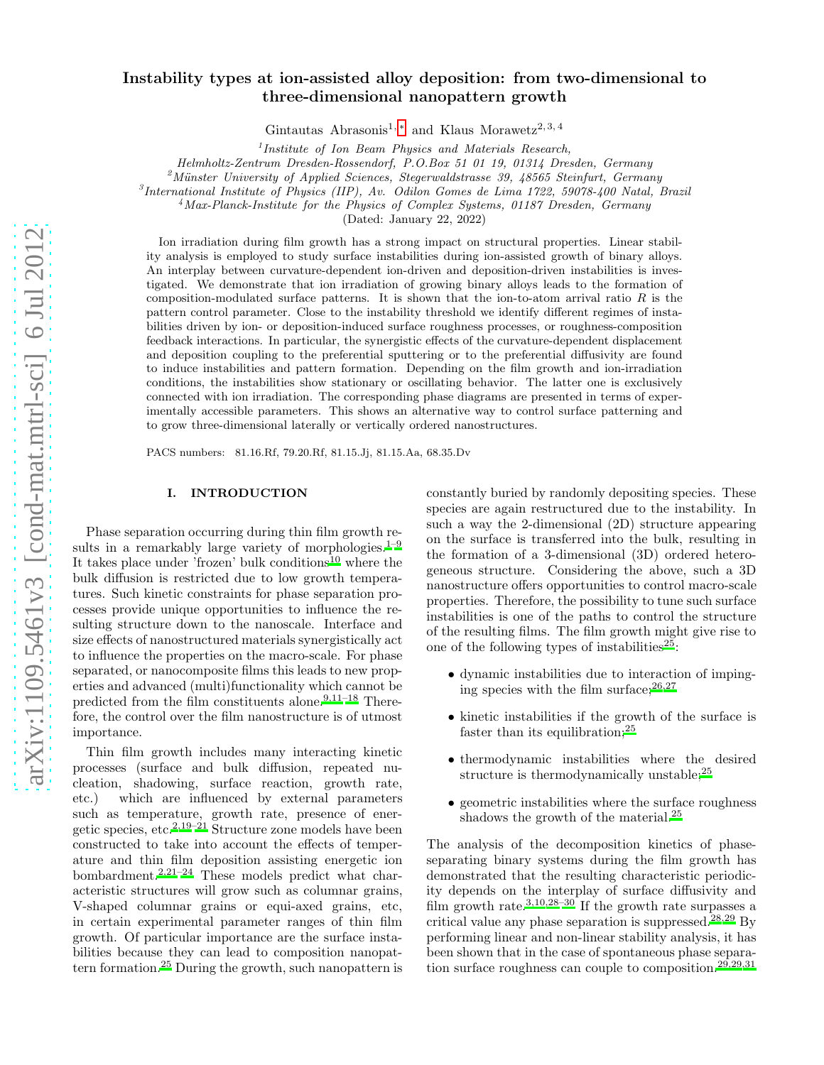# Instability types at ion-assisted alloy deposition: from two-dimensional to three-dimensional nanopattern growth

Gintautas Abrasonis[1,*] and Klaus Morawetz[2,3,4]

[1] *Institute of Ion Beam Physics and Materials Research, Helmholtz-Zentrum Dresden-Rossendorf, P.O.Box 51 01 19, 01314 Dresden, Germany*

[2] *Münster University of Applied Sciences, Stegerwaldstrasse 39, 48565 Steinfurt, Germany*

[3] *International Institute of Physics (IIP), Av. Odilon Gomes de Lima 1722, 59078-400 Natal, Brazil*

[4] *Max-Planck-Institute for the Physics of Complex Systems, 01187 Dresden, Germany*

(Dated: January 22, 2022)

Ion irradiation during film growth has a strong impact on structural properties. Linear stability analysis is employed to study surface instabilities during ion-assisted growth of binary alloys. An interplay between curvature-dependent ion-driven and deposition-driven instabilities is investigated. We demonstrate that ion irradiation of growing binary alloys leads to the formation of composition-modulated surface patterns. It is shown that the ion-to-atom arrival ratio $R$ is the pattern control parameter. Close to the instability threshold we identify different regimes of instabilities driven by ion- or deposition-induced surface roughness processes, or roughness-composition feedback interactions. In particular, the synergistic effects of the curvature-dependent displacement and deposition coupling to the preferential sputtering or to the preferential diffusivity are found to induce instabilities and pattern formation. Depending on the film growth and ion-irradiation conditions, the instabilities show stationary or oscillating behavior. The latter one is exclusively connected with ion irradiation. The corresponding phase diagrams are presented in terms of experimentally accessible parameters. This shows an alternative way to control surface patterning and to grow three-dimensional laterally or vertically ordered nanostructures.

PACS numbers: 81.16.Rf, 79.20.Rf, 81.15.Jj, 81.15.Aa, 68.35.Dv

## I. INTRODUCTION

Phase separation occurring during thin film growth results in a remarkably large variety of morphologies.[1–9] It takes place under 'frozen' bulk conditions[10] where the bulk diffusion is restricted due to low growth temperatures. Such kinetic constraints for phase separation processes provide unique opportunities to influence the resulting structure down to the nanoscale. Interface and size effects of nanostructured materials synergistically act to influence the properties on the macro-scale. For phase separated, or nanocomposite films this leads to new properties and advanced (multi)functionality which cannot be predicted from the film constituents alone.[9,11–18] Therefore, the control over the film nanostructure is of utmost importance.

Thin film growth includes many interacting kinetic processes (surface and bulk diffusion, repeated nucleation, shadowing, surface reaction, growth rate, etc.) which are influenced by external parameters such as temperature, growth rate, presence of energetic species, etc.[2,19–21] Structure zone models have been constructed to take into account the effects of temperature and thin film deposition assisting energetic ion bombardment.[2,21–24] These models predict what characteristic structures will grow such as columnar grains, V-shaped columnar grains or equi-axed grains, etc, in certain experimental parameter ranges of thin film growth. Of particular importance are the surface instabilities because they can lead to composition nanopattern formation.[25] During the growth, such nanopattern is constantly buried by randomly depositing species. These species are again restructured due to the instability. In such a way the 2-dimensional (2D) structure appearing on the surface is transferred into the bulk, resulting in the formation of a 3-dimensional (3D) ordered heterogeneous structure. Considering the above, such a 3D nanostructure offers opportunities to control macro-scale properties. Therefore, the possibility to tune such surface instabilities is one of the paths to control the structure of the resulting films. The film growth might give rise to one of the following types of instabilities[25]:

- dynamic instabilities due to interaction of impinging species with the film surface;[26,27]
- kinetic instabilities if the growth of the surface is faster than its equilibration;[25]
- thermodynamic instabilities where the desired structure is thermodynamically unstable;[25]
- geometric instabilities where the surface roughness shadows the growth of the material.[25]

The analysis of the decomposition kinetics of phase-separating binary systems during the film growth has demonstrated that the resulting characteristic periodicity depends on the interplay of surface diffusivity and film growth rate.[3,10,28–30] If the growth rate surpasses a critical value any phase separation is suppressed.[28,29] By performing linear and non-linear stability analysis, it has been shown that in the case of spontaneous phase separation surface roughness can couple to composition.[29,29,31]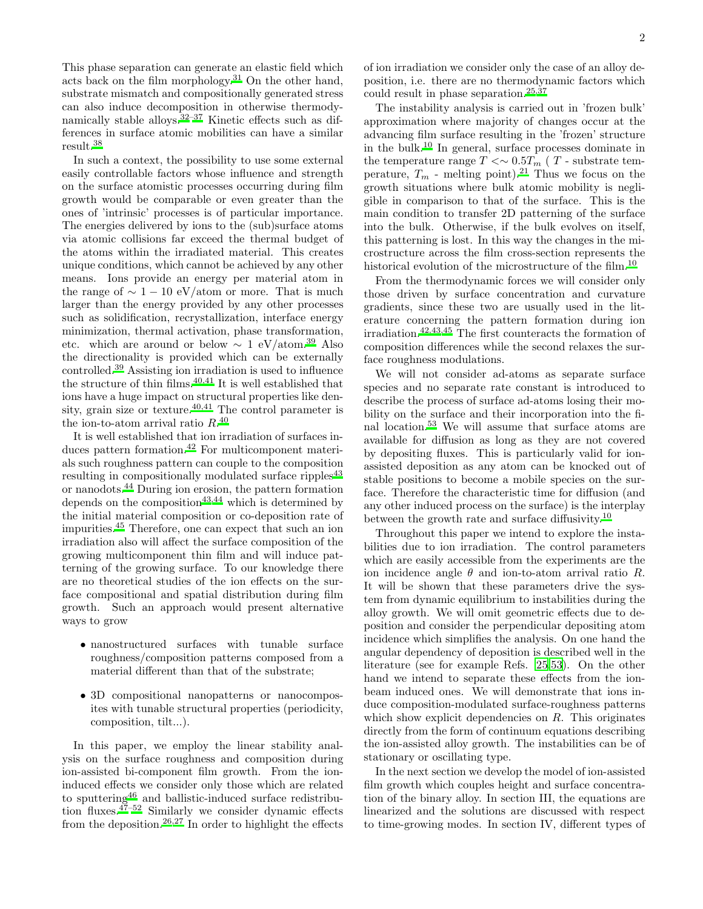This phase separation can generate an elastic field which acts back on the film morphology.[31] On the other hand, substrate mismatch and compositionally generated stress can also induce decomposition in otherwise thermodynamically stable alloys.[32–37] Kinetic effects such as differences in surface atomic mobilities can have a similar result.[38]

In such a context, the possibility to use some external easily controllable factors whose influence and strength on the surface atomistic processes occurring during film growth would be comparable or even greater than the ones of 'intrinsic' processes is of particular importance. The energies delivered by ions to the (sub)surface atoms via atomic collisions far exceed the thermal budget of the atoms within the irradiated material. This creates unique conditions, which cannot be achieved by any other means. Ions provide an energy per material atom in the range of $\sim 1-10$ eV/atom or more. That is much larger than the energy provided by any other processes such as solidification, recrystallization, interface energy minimization, thermal activation, phase transformation, etc. which are around or below $\sim 1$ eV/atom.[39] Also the directionality is provided which can be externally controlled.[39] Assisting ion irradiation is used to influence the structure of thin films.[40,41] It is well established that ions have a huge impact on structural properties like density, grain size or texture.[40,41] The control parameter is the ion-to-atom arrival ratio $R$.[40]

It is well established that ion irradiation of surfaces induces pattern formation.[42] For multicomponent materials such roughness pattern can couple to the composition resulting in compositionally modulated surface ripples[43] or nanodots.[44] During ion erosion, the pattern formation depends on the composition[43,44] which is determined by the initial material composition or co-deposition rate of impurities.[45] Therefore, one can expect that such an ion irradiation also will affect the surface composition of the growing multicomponent thin film and will induce patterning of the growing surface. To our knowledge there are no theoretical studies of the ion effects on the surface compositional and spatial distribution during film growth. Such an approach would present alternative ways to grow

- nanostructured surfaces with tunable surface roughness/composition patterns composed from a material different than that of the substrate;
- 3D compositional nanopatterns or nanocomposites with tunable structural properties (periodicity, composition, tilt...).

In this paper, we employ the linear stability analysis on the surface roughness and composition during ion-assisted bi-component film growth. From the ion-induced effects we consider only those which are related to sputtering[46] and ballistic-induced surface redistribution fluxes.[47–52] Similarly we consider dynamic effects from the deposition.[26,27] In order to highlight the effects of ion irradiation we consider only the case of an alloy deposition, i.e. there are no thermodynamic factors which could result in phase separation.[25,37]

The instability analysis is carried out in 'frozen bulk' approximation where majority of changes occur at the advancing film surface resulting in the 'frozen' structure in the bulk.[10] In general, surface processes dominate in the temperature range $T <\sim 0.5T_m$ ( $T$ - substrate temperature, $T_m$ - melting point).[21] Thus we focus on the growth situations where bulk atomic mobility is negligible in comparison to that of the surface. This is the main condition to transfer 2D patterning of the surface into the bulk. Otherwise, if the bulk evolves on itself, this patterning is lost. In this way the changes in the microstructure across the film cross-section represents the historical evolution of the microstructure of the film.[10]

From the thermodynamic forces we will consider only those driven by surface concentration and curvature gradients, since these two are usually used in the literature concerning the pattern formation during ion irradiation.[42,43,45] The first counteracts the formation of composition differences while the second relaxes the surface roughness modulations.

We will not consider ad-atoms as separate surface species and no separate rate constant is introduced to describe the process of surface ad-atoms losing their mobility on the surface and their incorporation into the final location.[53] We will assume that surface atoms are available for diffusion as long as they are not covered by depositing fluxes. This is particularly valid for ion-assisted deposition as any atom can be knocked out of stable positions to become a mobile species on the surface. Therefore the characteristic time for diffusion (and any other induced process on the surface) is the interplay between the growth rate and surface diffusivity.[10]

Throughout this paper we intend to explore the instabilities due to ion irradiation. The control parameters which are easily accessible from the experiments are the ion incidence angle $\theta$ and ion-to-atom arrival ratio $R$. It will be shown that these parameters drive the system from dynamic equilibrium to instabilities during the alloy growth. We will omit geometric effects due to deposition and consider the perpendicular depositing atom incidence which simplifies the analysis. On one hand the angular dependency of deposition is described well in the literature (see for example Refs. [25,53]). On the other hand we intend to separate these effects from the ion-beam induced ones. We will demonstrate that ions induce composition-modulated surface-roughness patterns which show explicit dependencies on $R$. This originates directly from the form of continuum equations describing the ion-assisted alloy growth. The instabilities can be of stationary or oscillating type.

In the next section we develop the model of ion-assisted film growth which couples height and surface concentration of the binary alloy. In section III, the equations are linearized and the solutions are discussed with respect to time-growing modes. In section IV, different types of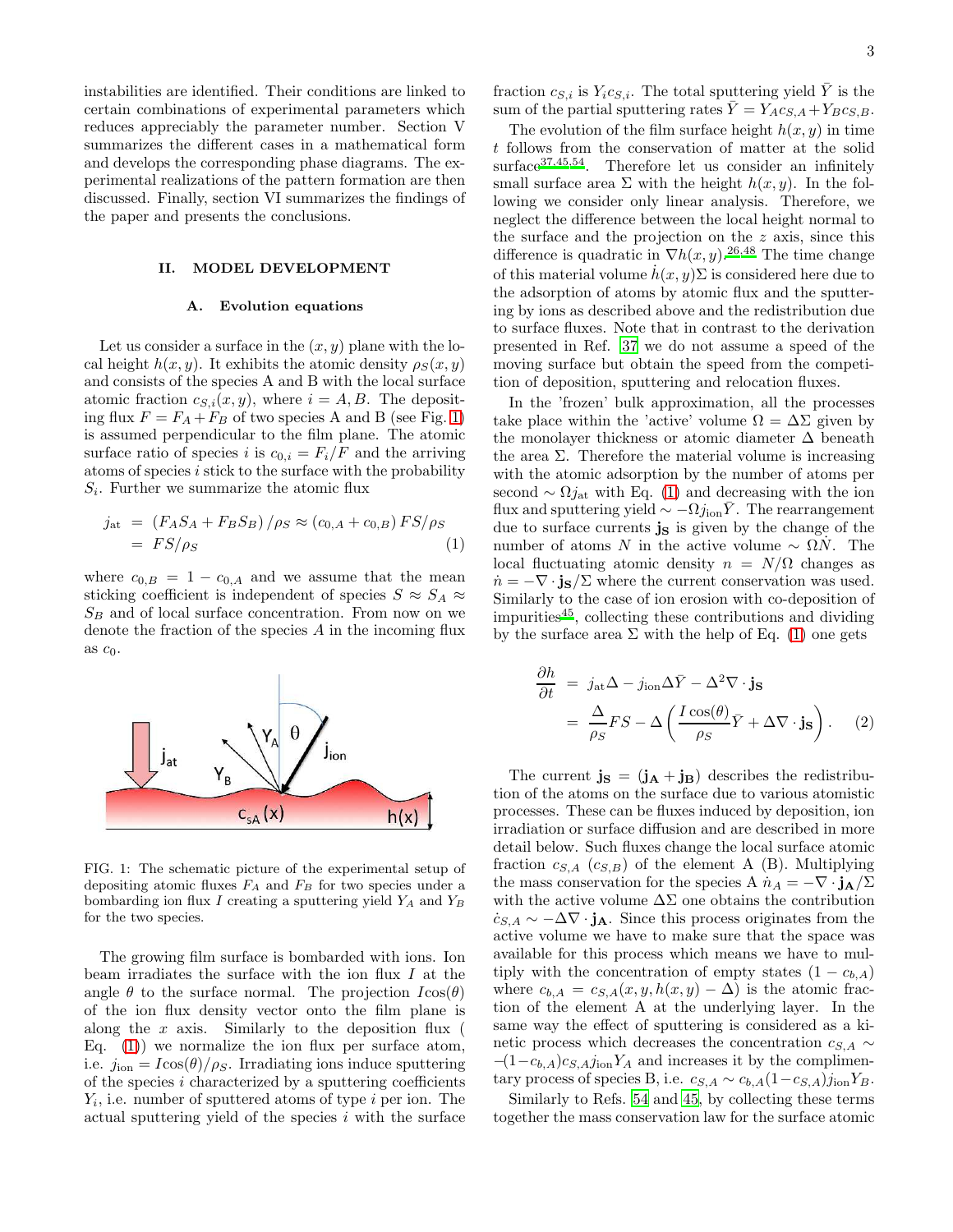instabilities are identified. Their conditions are linked to certain combinations of experimental parameters which reduces appreciably the parameter number. Section V summarizes the different cases in a mathematical form and develops the corresponding phase diagrams. The experimental realizations of the pattern formation are then discussed. Finally, section VI summarizes the findings of the paper and presents the conclusions.

## II. MODEL DEVELOPMENT

### A. Evolution equations

Let us consider a surface in the $(x, y)$ plane with the local height $h(x, y)$. It exhibits the atomic density $\rho_S(x, y)$ and consists of the species A and B with the local surface atomic fraction $c_{S,i}(x, y)$, where $i = A, B$. The depositing flux $F = F_A + F_B$ of two species A and B (see Fig. 1) is assumed perpendicular to the film plane. The atomic surface ratio of species $i$ is $c_{0,i} = F_i/F$ and the arriving atoms of species $i$ stick to the surface with the probability $S_i$. Further we summarize the atomic flux

$$
\begin{aligned}
j_{\rm at} &= (F_A S_A + F_B S_B)/\rho_S \approx (c_{0,A} + c_{0,B}) F S/\rho_S \\
&= F S/\rho_S
\end{aligned}
\tag{1}
$$

where $c_{0,B} = 1 - c_{0,A}$ and we assume that the mean sticking coefficient is independent of species $S \approx S_A \approx S_B$ and of local surface concentration. From now on we denote the fraction of the species $A$ in the incoming flux as $c_0$.

FIG. 1: The schematic picture of the experimental setup of depositing atomic fluxes $F_A$ and $F_B$ for two species under a bombarding ion flux $I$ creating a sputtering yield $Y_A$ and $Y_B$ for the two species.

The growing film surface is bombarded with ions. Ion beam irradiates the surface with the ion flux $I$ at the angle $\theta$ to the surface normal. The projection $I\cos(\theta)$ of the ion flux density vector onto the film plane is along the $x$ axis. Similarly to the deposition flux ( Eq. (1)) we normalize the ion flux per surface atom, i.e. $j_{\rm ion} = I\cos(\theta)/\rho_S$. Irradiating ions induce sputtering of the species $i$ characterized by a sputtering coefficients $Y_i$, i.e. number of sputtered atoms of type $i$ per ion. The actual sputtering yield of the species $i$ with the surface fraction $c_{S,i}$ is $Y_i c_{S,i}$. The total sputtering yield $\bar{Y}$ is the sum of the partial sputtering rates $\bar{Y} = Y_A c_{S,A} + Y_B c_{S,B}$.

The evolution of the film surface height $h(x, y)$ in time $t$ follows from the conservation of matter at the solid surface[37,45,54]. Therefore let us consider an infinitely small surface area $\Sigma$ with the height $h(x, y)$. In the following we consider only linear analysis. Therefore, we neglect the difference between the local height normal to the surface and the projection on the $z$ axis, since this difference is quadratic in $\nabla h(x, y)$.[26,48] The time change of this material volume $\dot{h}(x, y)\Sigma$ is considered here due to the adsorption of atoms by atomic flux and the sputtering by ions as described above and the redistribution due to surface fluxes. Note that in contrast to the derivation presented in Ref. 37 we do not assume a speed of the moving surface but obtain the speed from the competition of deposition, sputtering and relocation fluxes.

In the 'frozen' bulk approximation, all the processes take place within the 'active' volume $\Omega = \Delta\Sigma$ given by the monolayer thickness or atomic diameter $\Delta$ beneath the area $\Sigma$. Therefore the material volume is increasing with the atomic adsorption by the number of atoms per second $\sim \Omega j_{\rm at}$ with Eq. (1) and decreasing with the ion flux and sputtering yield $\sim -\Omega j_{\rm ion}\bar{Y}$. The rearrangement due to surface currents $\mathbf{j_S}$ is given by the change of the number of atoms $N$ in the active volume $\sim \Omega\dot{N}$. The local fluctuating atomic density $n = N/\Omega$ changes as $\dot{n} = -\nabla \cdot \mathbf{j_S}/\Sigma$ where the current conservation was used. Similarly to the case of ion erosion with co-deposition of impurities[45], collecting these contributions and dividing by the surface area $\Sigma$ with the help of Eq. (1) one gets

$$
\begin{aligned}
\frac{\partial h}{\partial t} &= j_{\rm at}\Delta - j_{\rm ion}\Delta\bar{Y} - \Delta^2\nabla \cdot \mathbf{j_S} \\
&= \frac{\Delta}{\rho_S} F S - \Delta\left(\frac{I\cos(\theta)}{\rho_S}\bar{Y} + \Delta\nabla \cdot \mathbf{j_S}\right).
\end{aligned}
\tag{2}
$$

The current $\mathbf{j_S} = (\mathbf{j_A} + \mathbf{j_B})$ describes the redistribution of the atoms on the surface due to various atomistic processes. These can be fluxes induced by deposition, ion irradiation or surface diffusion and are described in more detail below. Such fluxes change the local surface atomic fraction $c_{S,A}$ ($c_{S,B}$) of the element A (B). Multiplying the mass conservation for the species A $\dot{n}_A = -\nabla \cdot \mathbf{j_A}/\Sigma$ with the active volume $\Delta\Sigma$ one obtains the contribution $\dot{c}_{S,A} \sim -\Delta\nabla \cdot \mathbf{j_A}$. Since this process originates from the active volume we have to make sure that the space was available for this process which means we have to multiply with the concentration of empty states $(1 - c_{b,A})$ where $c_{b,A} = c_{S,A}(x, y, h(x, y) - \Delta)$ is the atomic fraction of the element A at the underlying layer. In the same way the effect of sputtering is considered as a kinetic process which decreases the concentration $c_{S,A} \sim -(1-c_{b,A})c_{S,A}j_{\rm ion}Y_A$ and increases it by the complimentary process of species B, i.e. $c_{S,A} \sim c_{b,A}(1-c_{S,A})j_{\rm ion}Y_B$.

Similarly to Refs. 54 and 45, by collecting these terms together the mass conservation law for the surface atomic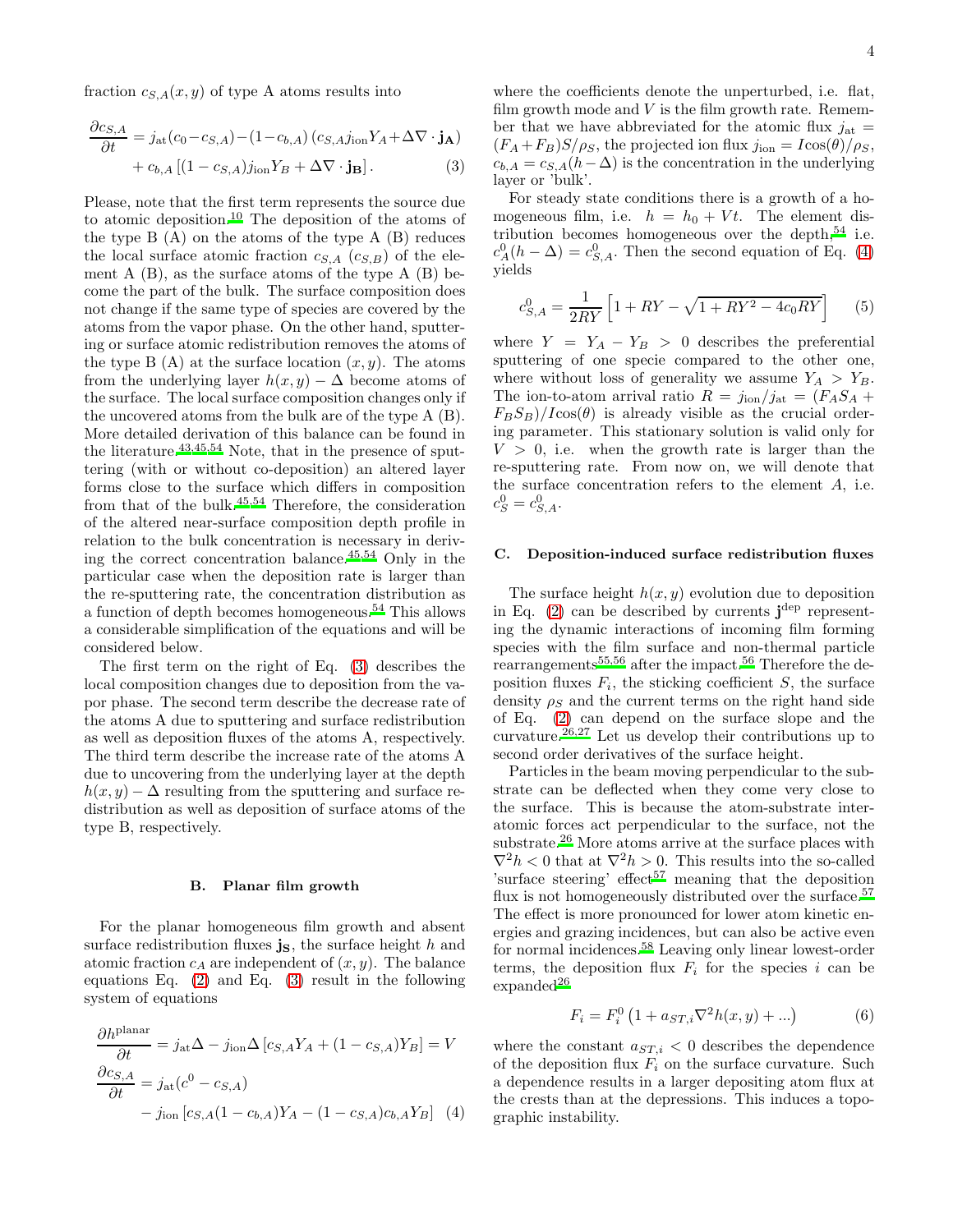fraction $c_{S,A}(x,y)$ of type A atoms results into

$$\frac{\partial c_{S,A}}{\partial t} = j_{\rm at}(c_0 - c_{S,A}) - (1-c_{b,A})\left(c_{S,A} j_{\rm ion} Y_A + \Delta\nabla\cdot\mathbf{j_A}\right) + c_{b,A}\left[(1-c_{S,A}) j_{\rm ion} Y_B + \Delta\nabla\cdot\mathbf{j_B}\right]. \quad (3)$$

Please, note that the first term represents the source due to atomic deposition.[10] The deposition of the atoms of the type B (A) on the atoms of the type A (B) reduces the local surface atomic fraction $c_{S,A}$ ($c_{S,B}$) of the element A (B), as the surface atoms of the type A (B) become the part of the bulk. The surface composition does not change if the same type of species are covered by the atoms from the vapor phase. On the other hand, sputtering or surface atomic redistribution removes the atoms of the type B (A) at the surface location $(x,y)$. The atoms from the underlying layer $h(x,y)-\Delta$ become atoms of the surface. The local surface composition changes only if the uncovered atoms from the bulk are of the type A (B). More detailed derivation of this balance can be found in the literature.[43,45,54] Note, that in the presence of sputtering (with or without co-deposition) an altered layer forms close to the surface which differs in composition from that of the bulk.[45,54] Therefore, the consideration of the altered near-surface composition depth profile in relation to the bulk concentration is necessary in deriving the correct concentration balance.[45,54] Only in the particular case when the deposition rate is larger than the re-sputtering rate, the concentration distribution as a function of depth becomes homogeneous.[54] This allows a considerable simplification of the equations and will be considered below.

The first term on the right of Eq. (3) describes the local composition changes due to deposition from the vapor phase. The second term describe the decrease rate of the atoms A due to sputtering and surface redistribution as well as deposition fluxes of the atoms A, respectively. The third term describe the increase rate of the atoms A due to uncovering from the underlying layer at the depth $h(x,y)-\Delta$ resulting from the sputtering and surface redistribution as well as deposition of surface atoms of the type B, respectively.

### B. Planar film growth

For the planar homogeneous film growth and absent surface redistribution fluxes $\mathbf{j_S}$, the surface height $h$ and atomic fraction $c_A$ are independent of $(x,y)$. The balance equations Eq. (2) and Eq. (3) result in the following system of equations

$$\begin{aligned}
\frac{\partial h^{\rm planar}}{\partial t} &= j_{\rm at}\Delta - j_{\rm ion}\Delta\left[c_{S,A}Y_A + (1-c_{S,A})Y_B\right] = V \\
\frac{\partial c_{S,A}}{\partial t} &= j_{\rm at}(c^0 - c_{S,A}) \\
&\quad - j_{\rm ion}\left[c_{S,A}(1-c_{b,A})Y_A - (1-c_{S,A})c_{b,A}Y_B\right] \quad (4)
\end{aligned}$$

where the coefficients denote the unperturbed, i.e. flat, film growth mode and $V$ is the film growth rate. Remember that we have abbreviated for the atomic flux $j_{\rm at} = (F_A+F_B)S/\rho_S$, the projected ion flux $j_{\rm ion} = I\cos(\theta)/\rho_S$, $c_{b,A} = c_{S,A}(h-\Delta)$ is the concentration in the underlying layer or 'bulk'.

For steady state conditions there is a growth of a homogeneous film, i.e. $h = h_0 + Vt$. The element distribution becomes homogeneous over the depth,[54] i.e. $c_A^0(h-\Delta) = c_{S,A}^0$. Then the second equation of Eq. (4) yields

$$c_{S,A}^0 = \frac{1}{2RY}\left[1 + RY - \sqrt{1 + RY^2 - 4c_0RY}\right] \quad (5)$$

where $Y = Y_A - Y_B > 0$ describes the preferential sputtering of one specie compared to the other one, where without loss of generality we assume $Y_A > Y_B$. The ion-to-atom arrival ratio $R = j_{\rm ion}/j_{\rm at} = (F_AS_A + F_BS_B)/I\cos(\theta)$ is already visible as the crucial ordering parameter. This stationary solution is valid only for $V > 0$, i.e. when the growth rate is larger than the re-sputtering rate. From now on, we will denote that the surface concentration refers to the element $A$, i.e. $c_S^0 = c_{S,A}^0$.

### C. Deposition-induced surface redistribution fluxes

The surface height $h(x,y)$ evolution due to deposition in Eq. (2) can be described by currents $\mathbf{j}^{\rm dep}$ representing the dynamic interactions of incoming film forming species with the film surface and non-thermal particle rearrangements[55,56] after the impact.[56] Therefore the deposition fluxes $F_i$, the sticking coefficient $S$, the surface density $\rho_S$ and the current terms on the right hand side of Eq. (2) can depend on the surface slope and the curvature.[26,27] Let us develop their contributions up to second order derivatives of the surface height.

Particles in the beam moving perpendicular to the substrate can be deflected when they come very close to the surface. This is because the atom-substrate interatomic forces act perpendicular to the surface, not the substrate.[26] More atoms arrive at the surface places with $\nabla^2 h < 0$ that at $\nabla^2 h > 0$. This results into the so-called 'surface steering' effect[57] meaning that the deposition flux is not homogeneously distributed over the surface.[57] The effect is more pronounced for lower atom kinetic energies and grazing incidences, but can also be active even for normal incidences.[58] Leaving only linear lowest-order terms, the deposition flux $F_i$ for the species $i$ can be expanded[26]

$$F_i = F_i^0\left(1 + a_{ST,i}\nabla^2 h(x,y) + ...\right) \quad (6)$$

where the constant $a_{ST,i} < 0$ describes the dependence of the deposition flux $F_i$ on the surface curvature. Such a dependence results in a larger depositing atom flux at the crests than at the depressions. This induces a topographic instability.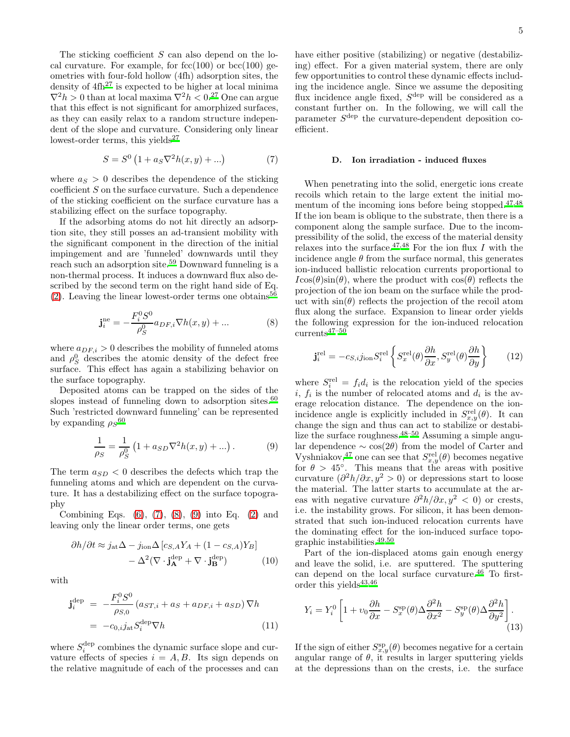The sticking coefficient $S$ can also depend on the local curvature. For example, for fcc(100) or bcc(100) geometries with four-fold hollow (4fh) adsorption sites, the density of 4fh[27] is expected to be higher at local minima $\nabla^2 h > 0$ than at local maxima $\nabla^2 h < 0$.[27] One can argue that this effect is not significant for amorphized surfaces, as they can easily relax to a random structure independent of the slope and curvature. Considering only linear lowest-order terms, this yields[27]

$$S = S^0 \left(1 + a_S \nabla^2 h(x, y) + ...\right) \tag{7}$$

where $a_S > 0$ describes the dependence of the sticking coefficient $S$ on the surface curvature. Such a dependence of the sticking coefficient on the surface curvature has a stabilizing effect on the surface topography.

If the adsorbing atoms do not hit directly an adsorption site, they still posses an ad-transient mobility with the significant component in the direction of the initial impingement and are 'funneled' downwards until they reach such an adsorption site.[59] Downward funneling is a non-thermal process. It induces a downward flux also described by the second term on the right hand side of Eq. (2). Leaving the linear lowest-order terms one obtains[56]

$$\mathbf{j}_i^{\mathrm{ne}} = -\frac{F_i^0 S^0}{\rho_S^0} a_{DF,i} \nabla h(x, y) + ... \tag{8}$$

where $a_{DF,i} > 0$ describes the mobility of funneled atoms and $\rho_S^0$ describes the atomic density of the defect free surface. This effect has again a stabilizing behavior on the surface topography.

Deposited atoms can be trapped on the sides of the slopes instead of funneling down to adsorption sites.[60] Such 'restricted downward funneling' can be represented by expanding $\rho_S$[60]

$$\frac{1}{\rho_S} = \frac{1}{\rho_S^0} \left(1 + a_{SD} \nabla^2 h(x, y) + ...\right). \tag{9}$$

The term $a_{SD} < 0$ describes the defects which trap the funneling atoms and which are dependent on the curvature. It has a destabilizing effect on the surface topography

Combining Eqs. (6), (7), (8), (9) into Eq. (2) and leaving only the linear order terms, one gets

$$\begin{aligned} \partial h/\partial t \approx j_{\mathrm{at}} \Delta - j_{\mathrm{ion}} \Delta \left[c_{S,A} Y_A + (1 - c_{S,A}) Y_B\right] \\ - \Delta^2 (\nabla \cdot \mathbf{j}_{\mathbf{A}}^{\mathrm{dep}} + \nabla \cdot \mathbf{j}_{\mathbf{B}}^{\mathrm{dep}}) \end{aligned} \tag{10}$$

with

$$\begin{aligned} \mathbf{j}_i^{\mathrm{dep}} &= -\frac{F_i^0 S^0}{\rho_{S,0}} \left(a_{ST,i} + a_S + a_{DF,i} + a_{SD}\right) \nabla h \\ &= -c_{0,i} j_{\mathrm{at}} S_i^{\mathrm{dep}} \nabla h \end{aligned} \tag{11}$$

where $S_i^{\mathrm{dep}}$ combines the dynamic surface slope and curvature effects of species $i = A, B$. Its sign depends on the relative magnitude of each of the processes and can have either positive (stabilizing) or negative (destabilizing) effect. For a given material system, there are only few opportunities to control these dynamic effects including the incidence angle. Since we assume the depositing flux incidence angle fixed, $S^{\mathrm{dep}}$ will be considered as a constant further on. In the following, we will call the parameter $S^{\mathrm{dep}}$ the curvature-dependent deposition coefficient.

### D. Ion irradiation - induced fluxes

When penetrating into the solid, energetic ions create recoils which retain to the large extent the initial momentum of the incoming ions before being stopped.[47,48] If the ion beam is oblique to the substrate, then there is a component along the sample surface. Due to the incompressibility of the solid, the excess of the material density relaxes into the surface.[47,48] For the ion flux $I$ with the incidence angle $\theta$ from the surface normal, this generates ion-induced ballistic relocation currents proportional to $I\cos(\theta)\sin(\theta)$, where the product with $\cos(\theta)$ reflects the projection of the ion beam on the surface while the product with $\sin(\theta)$ reflects the projection of the recoil atom flux along the surface. Expansion to linear order yields the following expression for the ion-induced relocation currents[47–50]

$$\mathbf{j}_i^{\mathrm{rel}} = -c_{S,i} j_{\mathrm{ion}} S_i^{\mathrm{rel}} \left\{ S_x^{\mathrm{rel}}(\theta) \frac{\partial h}{\partial x}, S_y^{\mathrm{rel}}(\theta) \frac{\partial h}{\partial y} \right\} \tag{12}$$

where $S_i^{\mathrm{rel}} = f_i d_i$ is the relocation yield of the species $i$, $f_i$ is the number of relocated atoms and $d_i$ is the average relocation distance. The dependence on the ion-incidence angle is explicitly included in $S_{x,y}^{\mathrm{rel}}(\theta)$. It can change the sign and thus can act to stabilize or destabilize the surface roughness.[48–50] Assuming a simple angular dependence $\sim \cos(2\theta)$ from the model of Carter and Vyshniakov,[47] one can see that $S_{x,y}^{\mathrm{rel}}(\theta)$ becomes negative for $\theta > 45°$. This means that the areas with positive curvature ($\partial^2 h/\partial x, y^2 > 0$) or depressions start to loose the material. The latter starts to accumulate at the areas with negative curvature $\partial^2 h/\partial x, y^2 < 0$) or crests, i.e. the instability grows. For silicon, it has been demonstrated that such ion-induced relocation currents have the dominating effect for the ion-induced surface topographic instabilities.[49,50]

Part of the ion-displaced atoms gain enough energy and leave the solid, i.e. are sputtered. The sputtering can depend on the local surface curvature.[46] To first-order this yields[43,46]

$$Y_i = Y_i^0 \left[1 + \upsilon_0 \frac{\partial h}{\partial x} - S_x^{\mathrm{sp}}(\theta) \Delta \frac{\partial^2 h}{\partial x^2} - S_y^{\mathrm{sp}}(\theta) \Delta \frac{\partial^2 h}{\partial y^2}\right]. \tag{13}$$

If the sign of either $S_{x,y}^{\mathrm{sp}}(\theta)$ becomes negative for a certain angular range of $\theta$, it results in larger sputtering yields at the depressions than on the crests, i.e. the surface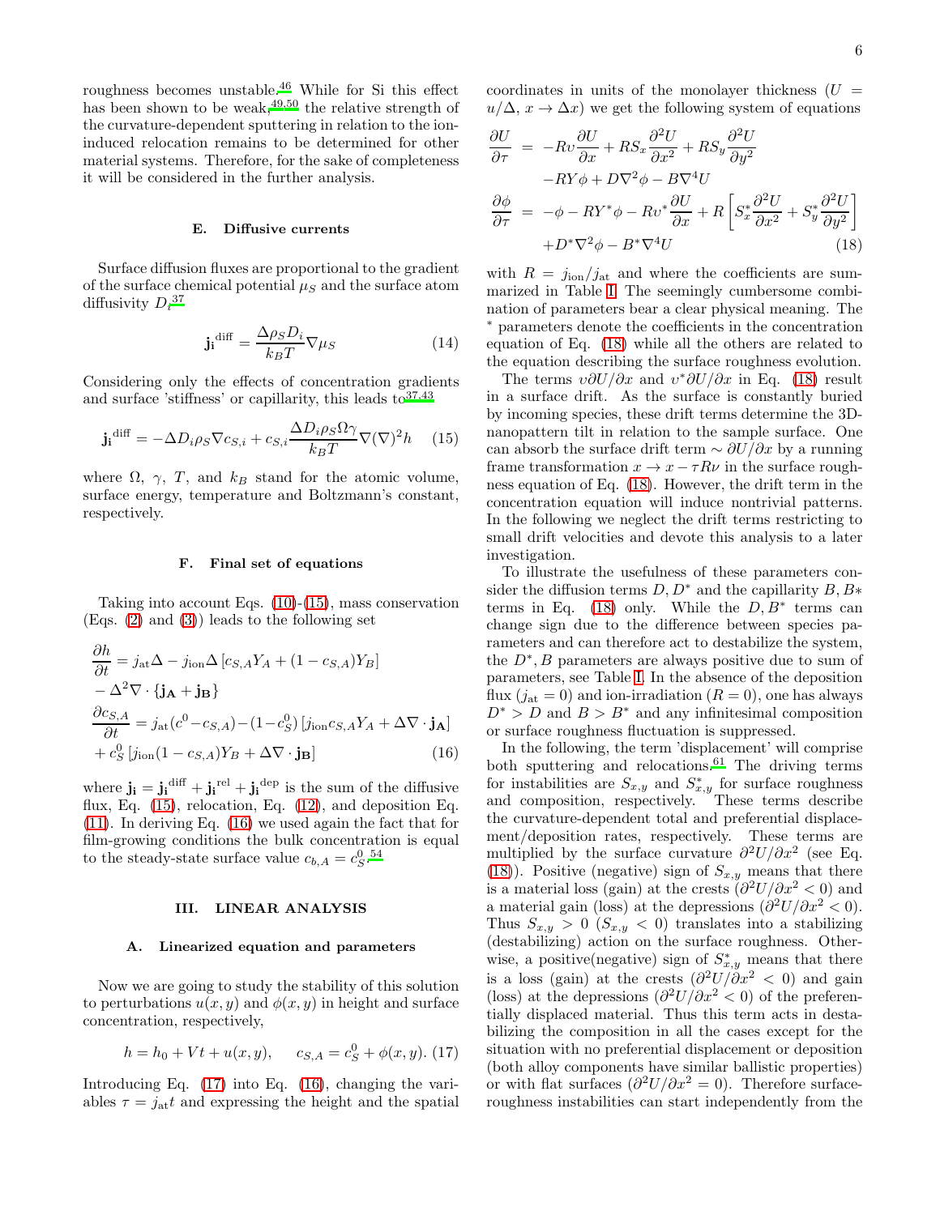roughness becomes unstable.[46] While for Si this effect has been shown to be weak,[49,50] the relative strength of the curvature-dependent sputtering in relation to the ion-induced relocation remains to be determined for other material systems. Therefore, for the sake of completeness it will be considered in the further analysis.

### E. Diffusive currents

Surface diffusion fluxes are proportional to the gradient of the surface chemical potential $\mu_S$ and the surface atom diffusivity $D_i$[37]

$$\mathbf{j_i}^{\mathrm{diff}} = \frac{\Delta \rho_S D_i}{k_B T} \nabla \mu_S \tag{14}$$

Considering only the effects of concentration gradients and surface 'stiffness' or capillarity, this leads to[37,43]

$$\mathbf{j_i}^{\mathrm{diff}} = -\Delta D_i \rho_S \nabla c_{S,i} + c_{S,i} \frac{\Delta D_i \rho_S \Omega \gamma}{k_B T} \nabla (\nabla)^2 h \tag{15}$$

where $\Omega$, $\gamma$, $T$, and $k_B$ stand for the atomic volume, surface energy, temperature and Boltzmann's constant, respectively.

### F. Final set of equations

Taking into account Eqs. (10)-(15), mass conservation (Eqs. (2) and (3)) leads to the following set

$$\begin{aligned}
&\frac{\partial h}{\partial t} = j_{\mathrm{at}} \Delta - j_{\mathrm{ion}} \Delta \left[ c_{S,A} Y_A + (1 - c_{S,A}) Y_B \right] \\
&- \Delta^2 \nabla \cdot \{ \mathbf{j_A} + \mathbf{j_B} \} \\
&\frac{\partial c_{S,A}}{\partial t} = j_{\mathrm{at}} (c^0 - c_{S,A}) - (1 - c_S^0) \left[ j_{\mathrm{ion}} c_{S,A} Y_A + \Delta \nabla \cdot \mathbf{j_A} \right] \\
&+ c_S^0 \left[ j_{\mathrm{ion}} (1 - c_{S,A}) Y_B + \Delta \nabla \cdot \mathbf{j_B} \right]
\end{aligned} \tag{16}$$

where $\mathbf{j_i} = \mathbf{j_i}^{\mathrm{diff}} + \mathbf{j_i}^{\mathrm{rel}} + \mathbf{j_i}^{\mathrm{dep}}$ is the sum of the diffusive flux, Eq. (15), relocation, Eq. (12), and deposition Eq. (11). In deriving Eq. (16) we used again the fact that for film-growing conditions the bulk concentration is equal to the steady-state surface value $c_{b,A} = c_S^0$.[54]

## III. LINEAR ANALYSIS

### A. Linearized equation and parameters

Now we are going to study the stability of this solution to perturbations $u(x, y)$ and $\phi(x, y)$ in height and surface concentration, respectively,

$$h = h_0 + Vt + u(x, y), \qquad c_{S,A} = c_S^0 + \phi(x, y). \tag{17}$$

Introducing Eq. (17) into Eq. (16), changing the variables $\tau = j_{\mathrm{at}} t$ and expressing the height and the spatial coordinates in units of the monolayer thickness ($U = u/\Delta$, $x \to \Delta x$) we get the following system of equations

$$\begin{aligned}
\frac{\partial U}{\partial \tau} &= -Rv \frac{\partial U}{\partial x} + R S_x \frac{\partial^2 U}{\partial x^2} + R S_y \frac{\partial^2 U}{\partial y^2} \\
&\quad - RY\phi + D \nabla^2 \phi - B \nabla^4 U \\
\frac{\partial \phi}{\partial \tau} &= -\phi - RY^* \phi - Rv^* \frac{\partial U}{\partial x} + R \left[ S_x^* \frac{\partial^2 U}{\partial x^2} + S_y^* \frac{\partial^2 U}{\partial y^2} \right] \\
&\quad + D^* \nabla^2 \phi - B^* \nabla^4 U
\end{aligned} \tag{18}$$

with $R = j_{\mathrm{ion}}/j_{\mathrm{at}}$ and where the coefficients are summarized in Table I. The seemingly cumbersome combination of parameters bear a clear physical meaning. The $^*$ parameters denote the coefficients in the concentration equation of Eq. (18) while all the others are related to the equation describing the surface roughness evolution.

The terms $v \partial U/\partial x$ and $v^* \partial U/\partial x$ in Eq. (18) result in a surface drift. As the surface is constantly buried by incoming species, these drift terms determine the 3D-nanopattern tilt in relation to the sample surface. One can absorb the surface drift term $\sim \partial U/\partial x$ by a running frame transformation $x \to x - \tau R \nu$ in the surface roughness equation of Eq. (18). However, the drift term in the concentration equation will induce nontrivial patterns. In the following we neglect the drift terms restricting to small drift velocities and devote this analysis to a later investigation.

To illustrate the usefulness of these parameters consider the diffusion terms $D, D^*$ and the capillarity $B, B*$ terms in Eq. (18) only. While the $D, B^*$ terms can change sign due to the difference between species parameters and can therefore act to destabilize the system, the $D^*, B$ parameters are always positive due to sum of parameters, see Table I. In the absence of the deposition flux ($j_{\mathrm{at}} = 0$) and ion-irradiation ($R = 0$), one has always $D^* > D$ and $B > B^*$ and any infinitesimal composition or surface roughness fluctuation is suppressed.

In the following, the term 'displacement' will comprise both sputtering and relocations.[61] The driving terms for instabilities are $S_{x,y}$ and $S^*_{x,y}$ for surface roughness and composition, respectively. These terms describe the curvature-dependent total and preferential displacement/deposition rates, respectively. These terms are multiplied by the surface curvature $\partial^2 U/\partial x^2$ (see Eq. (18)). Positive (negative) sign of $S_{x,y}$ means that there is a material loss (gain) at the crests ($\partial^2 U/\partial x^2 < 0$) and a material gain (loss) at the depressions ($\partial^2 U/\partial x^2 < 0$). Thus $S_{x,y} > 0$ ($S_{x,y} < 0$) translates into a stabilizing (destabilizing) action on the surface roughness. Otherwise, a positive(negative) sign of $S^*_{x,y}$ means that there is a loss (gain) at the crests ($\partial^2 U/\partial x^2 < 0$) and gain (loss) at the depressions ($\partial^2 U/\partial x^2 < 0$) of the preferentially displaced material. Thus this term acts in destabilizing the composition in all the cases except for the situation with no preferential displacement or deposition (both alloy components have similar ballistic properties) or with flat surfaces ($\partial^2 U/\partial x^2 = 0$). Therefore surface-roughness instabilities can start independently from the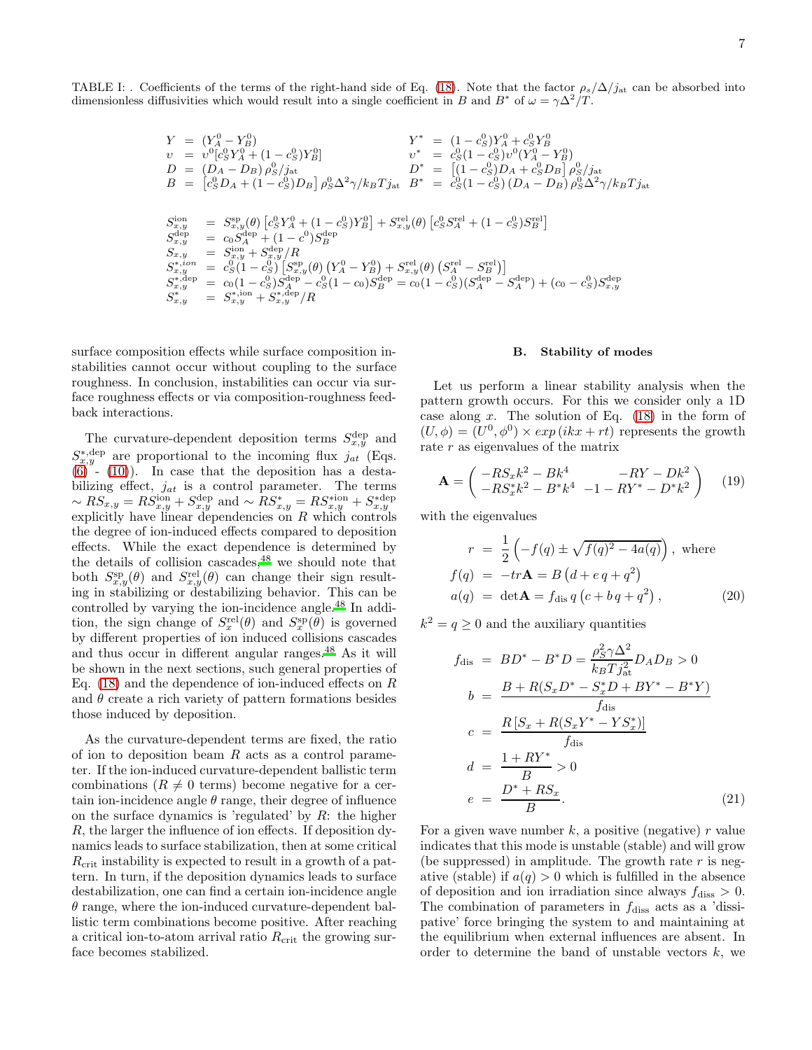TABLE I: . Coefficients of the terms of the right-hand side of Eq. (18). Note that the factor $\rho_s/\Delta/j_{\rm at}$ can be absorbed into dimensionless diffusivities which would result into a single coefficient in $B$ and $B^*$ of $\omega = \gamma\Delta^2/T$.

$$
\begin{aligned}
Y &= (Y_A^0 - Y_B^0) & Y^* &= (1-c_S^0)Y_A^0 + c_S^0 Y_B^0 \\
\upsilon &= \upsilon^0[c_S^0 Y_A^0 + (1-c_S^0)Y_B^0] & \upsilon^* &= c_S^0(1-c_S^0)\upsilon^0(Y_A^0 - Y_B^0) \\
D &= (D_A - D_B)\,\rho_S^0/j_{\rm at} & D^* &= \left[(1-c_S^0)D_A + c_S^0 D_B\right]\rho_S^0/j_{\rm at} \\
B &= \left[c_S^0 D_A + (1-c_S^0)D_B\right]\rho_S^0\Delta^2\gamma/k_BTj_{\rm at} & B^* &= c_S^0(1-c_S^0)\left(D_A - D_B\right)\rho_S^0\Delta^2\gamma/k_BTj_{\rm at}
\end{aligned}
$$

$$
\begin{aligned}
S_{x,y}^{\rm ion} &= S_{x,y}^{\rm sp}(\theta)\left[c_S^0 Y_A^0 + (1-c_S^0)Y_B^0\right] + S_{x,y}^{\rm rel}(\theta)\left[c_S^0 S_A^{\rm rel} + (1-c_S^0)S_B^{\rm rel}\right] \\
S_{x,y}^{\rm dep} &= c_0 S_A^{\rm dep} + (1-c^0)S_B^{\rm dep} \\
S_{x,y} &= S_{x,y}^{\rm ion} + S_{x,y}^{\rm dep}/R \\
S_{x,y}^{*,ion} &= c_S^0(1-c_S^0)\left[S_{x,y}^{\rm sp}(\theta)\left(Y_A^0 - Y_B^0\right) + S_{x,y}^{\rm rel}(\theta)\left(S_A^{\rm rel} - S_B^{\rm rel}\right)\right] \\
S_{x,y}^{*,{\rm dep}} &= c_0(1-c_S^0)S_A^{\rm dep} - c_S^0(1-c_0)S_B^{\rm dep} = c_0(1-c_S^0)(S_A^{\rm dep} - S_A^{\rm dep}) + (c_0 - c_S^0)S_{x,y}^{\rm dep} \\
S_{x,y}^{*} &= S_{x,y}^{*,{\rm ion}} + S_{x,y}^{*,{\rm dep}}/R
\end{aligned}
$$

surface composition effects while surface composition instabilities cannot occur without coupling to the surface roughness. In conclusion, instabilities can occur via surface roughness effects or via composition-roughness feedback interactions.

The curvature-dependent deposition terms $S_{x,y}^{\rm dep}$ and $S_{x,y}^{*,{\rm dep}}$ are proportional to the incoming flux $j_{at}$ (Eqs. (6) - (10)). In case that the deposition has a destabilizing effect, $j_{at}$ is a control parameter. The terms $\sim RS_{x,y} = RS_{x,y}^{\rm ion} + S_{x,y}^{\rm dep}$ and $\sim RS_{x,y}^* = RS_{x,y}^{*\rm ion} + S_{x,y}^{*\rm dep}$ explicitly have linear dependencies on $R$ which controls the degree of ion-induced effects compared to deposition effects. While the exact dependence is determined by the details of collision cascades,[48] we should note that both $S_{x,y}^{\rm sp}(\theta)$ and $S_{x,y}^{\rm rel}(\theta)$ can change their sign resulting in stabilizing or destabilizing behavior. This can be controlled by varying the ion-incidence angle.[48] In addition, the sign change of $S_x^{\rm rel}(\theta)$ and $S_x^{\rm sp}(\theta)$ is governed by different properties of ion induced collisions cascades and thus occur in different angular ranges.[48] As it will be shown in the next sections, such general properties of Eq. (18) and the dependence of ion-induced effects on $R$ and $\theta$ create a rich variety of pattern formations besides those induced by deposition.

As the curvature-dependent terms are fixed, the ratio of ion to deposition beam $R$ acts as a control parameter. If the ion-induced curvature-dependent ballistic term combinations ($R \neq 0$ terms) become negative for a certain ion-incidence angle $\theta$ range, their degree of influence on the surface dynamics is 'regulated' by $R$: the higher $R$, the larger the influence of ion effects. If deposition dynamics leads to surface stabilization, then at some critical $R_{\rm crit}$ instability is expected to result in a growth of a pattern. In turn, if the deposition dynamics leads to surface destabilization, one can find a certain ion-incidence angle $\theta$ range, where the ion-induced curvature-dependent ballistic term combinations become positive. After reaching a critical ion-to-atom arrival ratio $R_{\rm crit}$ the growing surface becomes stabilized.

### B. Stability of modes

Let us perform a linear stability analysis when the pattern growth occurs. For this we consider only a 1D case along $x$. The solution of Eq. (18) in the form of $(U, \phi) = (U^0, \phi^0) \times exp\,(ikx + rt)$ represents the growth rate $r$ as eigenvalues of the matrix

$$
\mathbf{A} = \begin{pmatrix} -RS_x k^2 - Bk^4 & -RY - Dk^2 \\ -RS_x^* k^2 - B^* k^4 & -1 - RY^* - D^* k^2 \end{pmatrix} \tag{19}
$$

with the eigenvalues

$$
\begin{aligned}
r &= \frac{1}{2}\left(-f(q) \pm \sqrt{f(q)^2 - 4a(q)}\right), \text{ where} \\
f(q) &= -tr\mathbf{A} = B\left(d + e\,q + q^2\right) \\
a(q) &= \det\mathbf{A} = f_{\rm dis}\,q\left(c + b\,q + q^2\right),
\end{aligned} \tag{20}
$$

$k^2 = q \geq 0$ and the auxiliary quantities

$$
\begin{aligned}
f_{\rm dis} &= BD^* - B^*D = \frac{\rho_S^2\gamma\Delta^2}{k_BTj_{\rm at}^2}D_AD_B > 0 \\
b &= \frac{B + R(S_xD^* - S_x^*D + BY^* - B^*Y)}{f_{\rm dis}} \\
c &= \frac{R\left[S_x + R(S_xY^* - YS_x^*)\right]}{f_{\rm dis}} \\
d &= \frac{1 + RY^*}{B} > 0 \\
e &= \frac{D^* + RS_x}{B}.
\end{aligned} \tag{21}
$$

For a given wave number $k$, a positive (negative) $r$ value indicates that this mode is unstable (stable) and will grow (be suppressed) in amplitude. The growth rate $r$ is negative (stable) if $a(q) > 0$ which is fulfilled in the absence of deposition and ion irradiation since always $f_{\rm diss} > 0$. The combination of parameters in $f_{\rm diss}$ acts as a 'dissipative' force bringing the system to and maintaining at the equilibrium when external influences are absent. In order to determine the band of unstable vectors $k$, we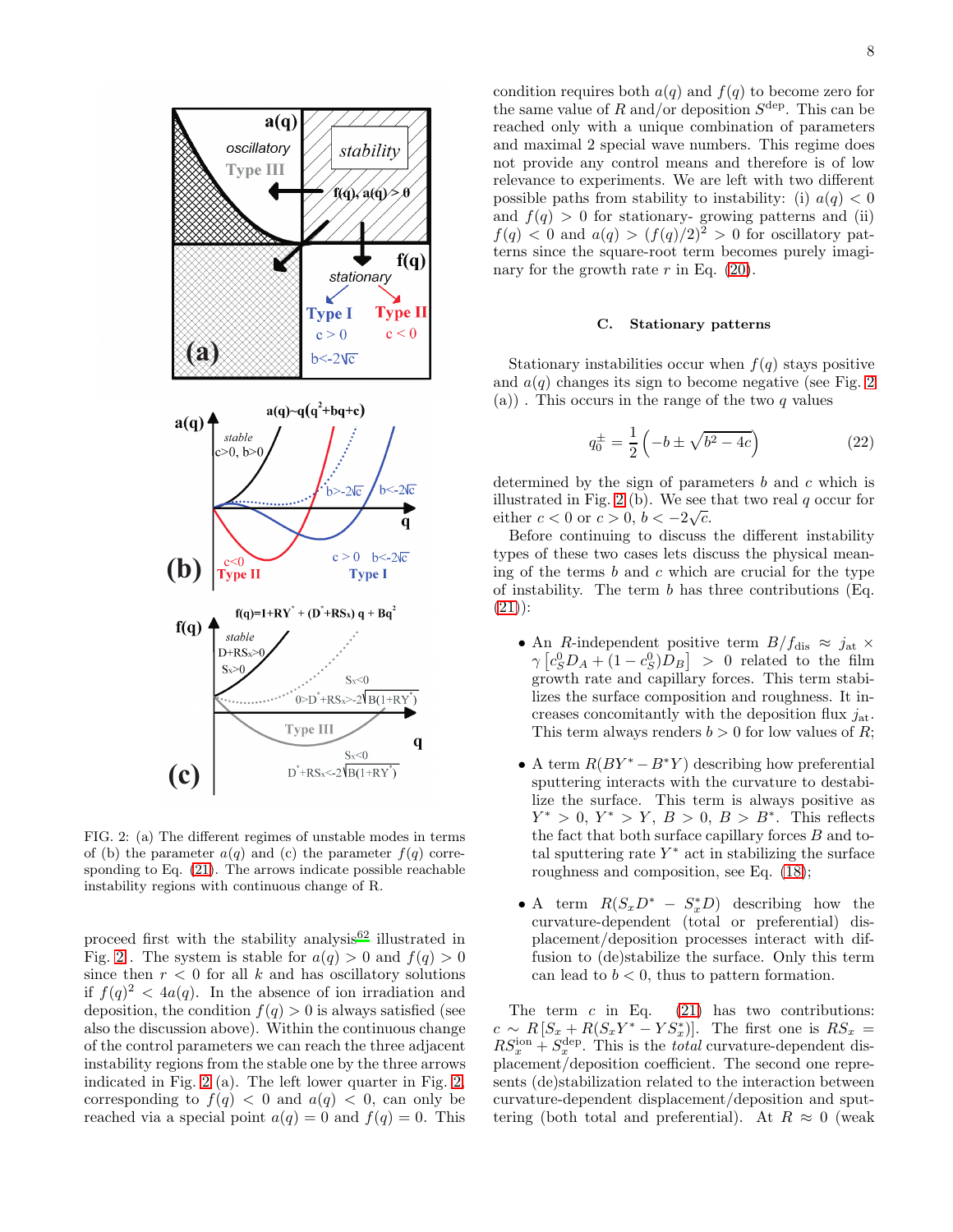FIG. 2: (a) The different regimes of unstable modes in terms of (b) the parameter $a(q)$ and (c) the parameter $f(q)$ corresponding to Eq. (21). The arrows indicate possible reachable instability regions with continuous change of R.

proceed first with the stability analysis[62] illustrated in Fig. 2. The system is stable for $a(q) > 0$ and $f(q) > 0$ since then $r < 0$ for all $k$ and has oscillatory solutions if $f(q)^2 < 4a(q)$. In the absence of ion irradiation and deposition, the condition $f(q) > 0$ is always satisfied (see also the discussion above). Within the continuous change of the control parameters we can reach the three adjacent instability regions from the stable one by the three arrows indicated in Fig. 2 (a). The left lower quarter in Fig. 2, corresponding to $f(q) < 0$ and $a(q) < 0$, can only be reached via a special point $a(q) = 0$ and $f(q) = 0$. This condition requires both $a(q)$ and $f(q)$ to become zero for the same value of $R$ and/or deposition $S^{\rm dep}$. This can be reached only with a unique combination of parameters and maximal 2 special wave numbers. This regime does not provide any control means and therefore is of low relevance to experiments. We are left with two different possible paths from stability to instability: (i) $a(q) < 0$ and $f(q) > 0$ for stationary- growing patterns and (ii) $f(q) < 0$ and $a(q) > (f(q)/2)^2 > 0$ for oscillatory patterns since the square-root term becomes purely imaginary for the growth rate $r$ in Eq. (20).

### C. Stationary patterns

Stationary instabilities occur when $f(q)$ stays positive and $a(q)$ changes its sign to become negative (see Fig. 2 (a)) . This occurs in the range of the two $q$ values

$$q_0^{\pm} = \frac{1}{2}\left(-b \pm \sqrt{b^2 - 4c}\right) \tag{22}$$

determined by the sign of parameters $b$ and $c$ which is illustrated in Fig. 2 (b). We see that two real $q$ occur for either $c < 0$ or $c > 0$, $b < -2\sqrt{c}$.

Before continuing to discuss the different instability types of these two cases lets discuss the physical meaning of the terms $b$ and $c$ which are crucial for the type of instability. The term $b$ has three contributions (Eq. (21)):

- An $R$-independent positive term $B/f_{\rm dis} \approx j_{\rm at} \times \gamma\left[c_S^0 D_A + (1 - c_S^0) D_B\right] > 0$ related to the film growth rate and capillary forces. This term stabilizes the surface composition and roughness. It increases concomitantly with the deposition flux $j_{\rm at}$. This term always renders $b > 0$ for low values of $R$;
- A term $R(BY^* - B^*Y)$ describing how preferential sputtering interacts with the curvature to destabilize the surface. This term is always positive as $Y^* > 0$, $Y^* > Y$, $B > 0$, $B > B^*$. This reflects the fact that both surface capillary forces $B$ and total sputtering rate $Y^*$ act in stabilizing the surface roughness and composition, see Eq. (18);
- A term $R(S_x D^* - S_x^* D)$ describing how the curvature-dependent (total or preferential) displacement/deposition processes interact with diffusion to (de)stabilize the surface. Only this term can lead to $b < 0$, thus to pattern formation.

The term $c$ in Eq. (21) has two contributions: $c \sim R\left[S_x + R(S_x Y^* - Y S_x^*)\right]$. The first one is $RS_x = RS_x^{\rm ion} + S_x^{\rm dep}$. This is the *total* curvature-dependent displacement/deposition coefficient. The second one represents (de)stabilization related to the interaction between curvature-dependent displacement/deposition and sputtering (both total and preferential). At $R \approx 0$ (weak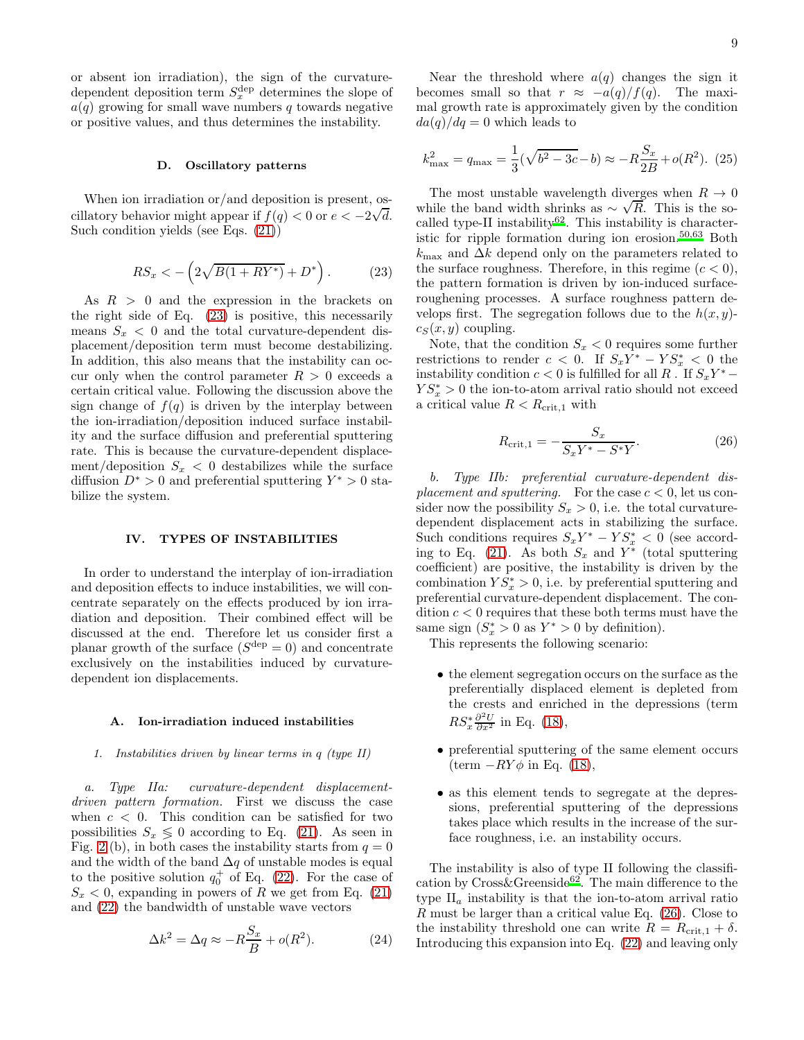or absent ion irradiation), the sign of the curvature-dependent deposition term $S_x^{\rm dep}$ determines the slope of $a(q)$ growing for small wave numbers $q$ towards negative or positive values, and thus determines the instability.

### D. Oscillatory patterns

When ion irradiation or/and deposition is present, oscillatory behavior might appear if $f(q) < 0$ or $e < -2\sqrt{d}$. Such condition yields (see Eqs. (21))

$$RS_x < -\left(2\sqrt{B(1+RY^*)} + D^*\right). \tag{23}$$

As $R > 0$ and the expression in the brackets on the right side of Eq. (23) is positive, this necessarily means $S_x < 0$ and the total curvature-dependent displacement/deposition term must become destabilizing. In addition, this also means that the instability can occur only when the control parameter $R > 0$ exceeds a certain critical value. Following the discussion above the sign change of $f(q)$ is driven by the interplay between the ion-irradiation/deposition induced surface instability and the surface diffusion and preferential sputtering rate. This is because the curvature-dependent displacement/deposition $S_x < 0$ destabilizes while the surface diffusion $D^* > 0$ and preferential sputtering $Y^* > 0$ stabilize the system.

## IV. TYPES OF INSTABILITIES

In order to understand the interplay of ion-irradiation and deposition effects to induce instabilities, we will concentrate separately on the effects produced by ion irradiation and deposition. Their combined effect will be discussed at the end. Therefore let us consider first a planar growth of the surface ($S^{\rm dep} = 0$) and concentrate exclusively on the instabilities induced by curvature-dependent ion displacements.

### A. Ion-irradiation induced instabilities

#### 1. Instabilities driven by linear terms in q (type II)

*a. Type IIa: curvature-dependent displacement-driven pattern formation.* First we discuss the case when $c < 0$. This condition can be satisfied for two possibilities $S_x \lessgtr 0$ according to Eq. (21). As seen in Fig. 2 (b), in both cases the instability starts from $q = 0$ and the width of the band $\Delta q$ of unstable modes is equal to the positive solution $q_0^+$ of Eq. (22). For the case of $S_x < 0$, expanding in powers of $R$ we get from Eq. (21) and (22) the bandwidth of unstable wave vectors

$$\Delta k^2 = \Delta q \approx -R\frac{S_x}{B} + o(R^2). \tag{24}$$

Near the threshold where $a(q)$ changes the sign it becomes small so that $r \approx -a(q)/f(q)$. The maximal growth rate is approximately given by the condition $da(q)/dq = 0$ which leads to

$$k_{\rm max}^2 = q_{\rm max} = \frac{1}{3}(\sqrt{b^2 - 3c} - b) \approx -R\frac{S_x}{2B} + o(R^2). \tag{25}$$

The most unstable wavelength diverges when $R \to 0$ while the band width shrinks as $\sim \sqrt{R}$. This is the so-called type-II instability[62]. This instability is characteristic for ripple formation during ion erosion.[50,63] Both $k_{\rm max}$ and $\Delta k$ depend only on the parameters related to the surface roughness. Therefore, in this regime ($c < 0$), the pattern formation is driven by ion-induced surface-roughening processes. A surface roughness pattern develops first. The segregation follows due to the $h(x, y)$-$c_S(x, y)$ coupling.

Note, that the condition $S_x < 0$ requires some further restrictions to render $c < 0$. If $S_x Y^* - Y S_x^* < 0$ the instability condition $c < 0$ is fulfilled for all $R$ . If $S_x Y^* - Y S_x^* > 0$ the ion-to-atom arrival ratio should not exceed a critical value $R < R_{\rm crit,1}$ with

$$R_{\rm crit,1} = -\frac{S_x}{S_x Y^* - S^* Y}. \tag{26}$$

*b. Type IIb: preferential curvature-dependent displacement and sputtering.* For the case $c < 0$, let us consider now the possibility $S_x > 0$, i.e. the total curvature-dependent displacement acts in stabilizing the surface. Such conditions requires $S_x Y^* - Y S_x^* < 0$ (see according to Eq. (21). As both $S_x$ and $Y^*$ (total sputtering coefficient) are positive, the instability is driven by the combination $Y S_x^* > 0$, i.e. by preferential sputtering and preferential curvature-dependent displacement. The condition $c < 0$ requires that these both terms must have the same sign ($S_x^* > 0$ as $Y^* > 0$ by definition).

This represents the following scenario:

- the element segregation occurs on the surface as the preferentially displaced element is depleted from the crests and enriched in the depressions (term $RS_x^* \frac{\partial^2 U}{\partial x^2}$ in Eq. (18),
- preferential sputtering of the same element occurs (term $-RY\phi$ in Eq. (18),
- as this element tends to segregate at the depressions, preferential sputtering of the depressions takes place which results in the increase of the surface roughness, i.e. an instability occurs.

The instability is also of type II following the classification by Cross&Greenside[62]. The main difference to the type $\rm II_a$ instability is that the ion-to-atom arrival ratio $R$ must be larger than a critical value Eq. (26). Close to the instability threshold one can write $R = R_{\rm crit,1} + \delta$. Introducing this expansion into Eq. (22) and leaving only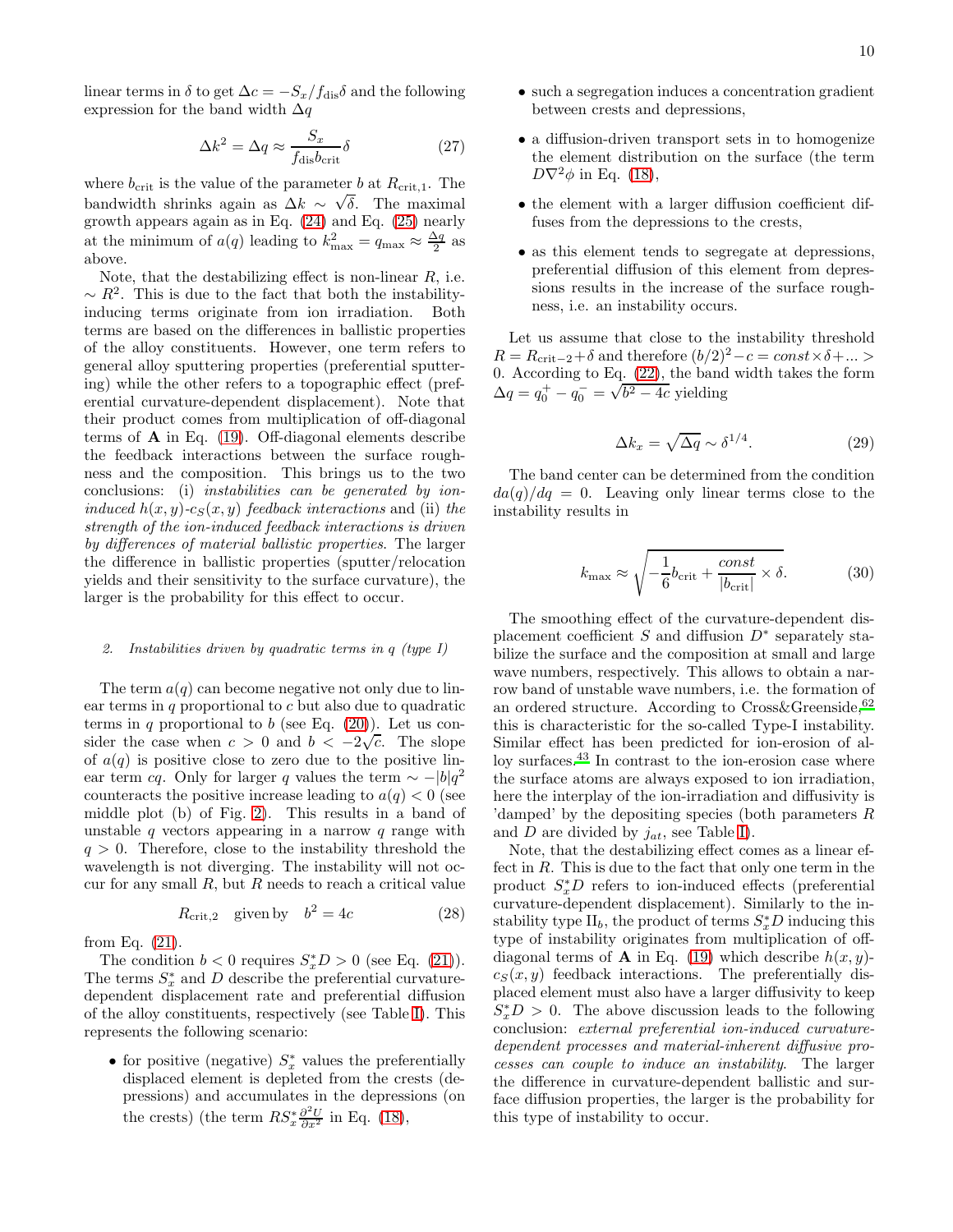linear terms in $\delta$ to get $\Delta c = -S_x/f_{\rm dis}\delta$ and the following expression for the band width $\Delta q$

$$\Delta k^2 = \Delta q \approx \frac{S_x}{f_{\rm dis} b_{\rm crit}} \delta \tag{27}$$

where $b_{\rm crit}$ is the value of the parameter $b$ at $R_{\rm crit,1}$. The bandwidth shrinks again as $\Delta k \sim \sqrt{\delta}$. The maximal growth appears again as in Eq. (24) and Eq. (25) nearly at the minimum of $a(q)$ leading to $k^2_{\rm max} = q_{\rm max} \approx \frac{\Delta q}{2}$ as above.

Note, that the destabilizing effect is non-linear $R$, i.e. $\sim R^2$. This is due to the fact that both the instability-inducing terms originate from ion irradiation. Both terms are based on the differences in ballistic properties of the alloy constituents. However, one term refers to general alloy sputtering properties (preferential sputtering) while the other refers to a topographic effect (preferential curvature-dependent displacement). Note that their product comes from multiplication of off-diagonal terms of $\mathbf{A}$ in Eq. (19). Off-diagonal elements describe the feedback interactions between the surface roughness and the composition. This brings us to the two conclusions: (i) *instabilities can be generated by ion-induced $h(x,y)$-$c_S(x,y)$ feedback interactions* and (ii) *the strength of the ion-induced feedback interactions is driven by differences of material ballistic properties*. The larger the difference in ballistic properties (sputter/relocation yields and their sensitivity to the surface curvature), the larger is the probability for this effect to occur.

#### 2. Instabilities driven by quadratic terms in q (type I)

The term $a(q)$ can become negative not only due to linear terms in $q$ proportional to $c$ but also due to quadratic terms in $q$ proportional to $b$ (see Eq. (20)). Let us consider the case when $c > 0$ and $b < -2\sqrt{c}$. The slope of $a(q)$ is positive close to zero due to the positive linear term $cq$. Only for larger $q$ values the term $\sim -|b|q^2$ counteracts the positive increase leading to $a(q) < 0$ (see middle plot (b) of Fig. 2). This results in a band of unstable $q$ vectors appearing in a narrow $q$ range with $q > 0$. Therefore, close to the instability threshold the wavelength is not diverging. The instability will not occur for any small $R$, but $R$ needs to reach a critical value

$$R_{\rm crit,2} \quad \text{given by} \quad b^2 = 4c \tag{28}$$

from Eq. (21).

The condition $b < 0$ requires $S^*_x D > 0$ (see Eq. (21)). The terms $S^*_x$ and $D$ describe the preferential curvature-dependent displacement rate and preferential diffusion of the alloy constituents, respectively (see Table I). This represents the following scenario:

- for positive (negative) $S^*_x$ values the preferentially displaced element is depleted from the crests (depressions) and accumulates in the depressions (on the crests) (the term $RS^*_x \frac{\partial^2 U}{\partial x^2}$ in Eq. (18),
- such a segregation induces a concentration gradient between crests and depressions,
- a diffusion-driven transport sets in to homogenize the element distribution on the surface (the term $D\nabla^2\phi$ in Eq. (18),
- the element with a larger diffusion coefficient diffuses from the depressions to the crests,
- as this element tends to segregate at depressions, preferential diffusion of this element from depressions results in the increase of the surface roughness, i.e. an instability occurs.

Let us assume that close to the instability threshold $R = R_{\rm crit-2} + \delta$ and therefore $(b/2)^2 - c = const \times \delta + ... > 0$. According to Eq. (22), the band width takes the form $\Delta q = q_0^+ - q_0^- = \sqrt{b^2 - 4c}$ yielding

$$\Delta k_x = \sqrt{\Delta q} \sim \delta^{1/4}. \tag{29}$$

The band center can be determined from the condition $da(q)/dq = 0$. Leaving only linear terms close to the instability results in

$$k_{\rm max} \approx \sqrt{-\frac{1}{6} b_{\rm crit} + \frac{const}{|b_{\rm crit}|} \times \delta}. \tag{30}$$

The smoothing effect of the curvature-dependent displacement coefficient $S$ and diffusion $D^*$ separately stabilize the surface and the composition at small and large wave numbers, respectively. This allows to obtain a narrow band of unstable wave numbers, i.e. the formation of an ordered structure. According to Cross&Greenside,[62] this is characteristic for the so-called Type-I instability. Similar effect has been predicted for ion-erosion of alloy surfaces.[43] In contrast to the ion-erosion case where the surface atoms are always exposed to ion irradiation, here the interplay of the ion-irradiation and diffusivity is 'damped' by the depositing species (both parameters $R$ and $D$ are divided by $j_{at}$, see Table I).

Note, that the destabilizing effect comes as a linear effect in $R$. This is due to the fact that only one term in the product $S^*_x D$ refers to ion-induced effects (preferential curvature-dependent displacement). Similarly to the instability type $\mathrm{II}_b$, the product of terms $S^*_x D$ inducing this type of instability originates from multiplication of off-diagonal terms of $\mathbf{A}$ in Eq. (19) which describe $h(x,y)$-$c_S(x,y)$ feedback interactions. The preferentially displaced element must also have a larger diffusivity to keep $S^*_x D > 0$. The above discussion leads to the following conclusion: *external preferential ion-induced curvature-dependent processes and material-inherent diffusive processes can couple to induce an instability*. The larger the difference in curvature-dependent ballistic and surface diffusion properties, the larger is the probability for this type of instability to occur.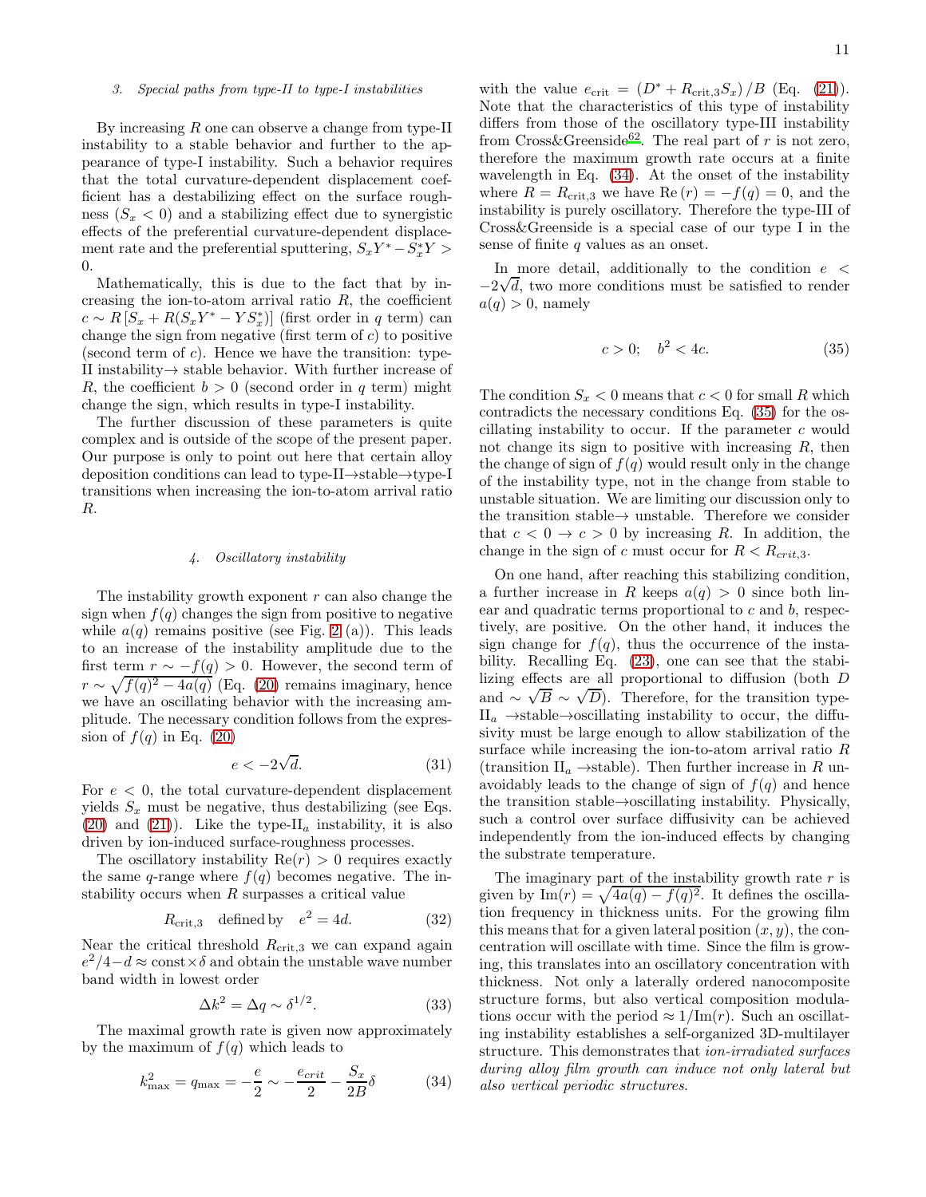### 3. Special paths from type-II to type-I instabilities

By increasing $R$ one can observe a change from type-II instability to a stable behavior and further to the appearance of type-I instability. Such a behavior requires that the total curvature-dependent displacement coefficient has a destabilizing effect on the surface roughness ($S_x < 0$) and a stabilizing effect due to synergistic effects of the preferential curvature-dependent displacement rate and the preferential sputtering, $S_x Y^* - S_x^* Y > 0$.

Mathematically, this is due to the fact that by increasing the ion-to-atom arrival ratio $R$, the coefficient $c \sim R\left[S_x + R(S_x Y^* - Y S_x^*)\right]$ (first order in $q$ term) can change the sign from negative (first term of $c$) to positive (second term of $c$). Hence we have the transition: type-II instability→ stable behavior. With further increase of $R$, the coefficient $b > 0$ (second order in $q$ term) might change the sign, which results in type-I instability.

The further discussion of these parameters is quite complex and is outside of the scope of the present paper. Our purpose is only to point out here that certain alloy deposition conditions can lead to type-II→stable→type-I transitions when increasing the ion-to-atom arrival ratio $R$.

### 4. Oscillatory instability

The instability growth exponent $r$ can also change the sign when $f(q)$ changes the sign from positive to negative while $a(q)$ remains positive (see Fig. 2 (a)). This leads to an increase of the instability amplitude due to the first term $r \sim -f(q) > 0$. However, the second term of $r \sim \sqrt{f(q)^2 - 4a(q)}$ (Eq. (20) remains imaginary, hence we have an oscillating behavior with the increasing amplitude. The necessary condition follows from the expression of $f(q)$ in Eq. (20)

$$e < -2\sqrt{d}. \tag{31}$$

For $e < 0$, the total curvature-dependent displacement yields $S_x$ must be negative, thus destabilizing (see Eqs. (20) and (21)). Like the type-II$_a$ instability, it is also driven by ion-induced surface-roughness processes.

The oscillatory instability $\mathrm{Re}(r) > 0$ requires exactly the same $q$-range where $f(q)$ becomes negative. The instability occurs when $R$ surpasses a critical value

$$R_{\mathrm{crit},3} \quad \text{defined by} \quad e^2 = 4d. \tag{32}$$

Near the critical threshold $R_{\mathrm{crit},3}$ we can expand again $e^2/4 - d \approx \mathrm{const} \times \delta$ and obtain the unstable wave number band width in lowest order

$$\Delta k^2 = \Delta q \sim \delta^{1/2}. \tag{33}$$

The maximal growth rate is given now approximately by the maximum of $f(q)$ which leads to

$$k^2_{\max} = q_{\max} = -\frac{e}{2} \sim -\frac{e_{crit}}{2} - \frac{S_x}{2B}\delta \tag{34}$$

with the value $e_{\mathrm{crit}} = (D^* + R_{\mathrm{crit},3} S_x)/B$ (Eq. (21)). Note that the characteristics of this type of instability differs from those of the oscillatory type-III instability from Cross&Greenside[62]. The real part of $r$ is not zero, therefore the maximum growth rate occurs at a finite wavelength in Eq. (34). At the onset of the instability where $R = R_{\mathrm{crit},3}$ we have $\mathrm{Re}\,(r) = -f(q) = 0$, and the instability is purely oscillatory. Therefore the type-III of Cross&Greenside is a special case of our type I in the sense of finite $q$ values as an onset.

In more detail, additionally to the condition $e < -2\sqrt{d}$, two more conditions must be satisfied to render $a(q) > 0$, namely

$$c > 0; \quad b^2 < 4c. \tag{35}$$

The condition $S_x < 0$ means that $c < 0$ for small $R$ which contradicts the necessary conditions Eq. (35) for the oscillating instability to occur. If the parameter $c$ would not change its sign to positive with increasing $R$, then the change of sign of $f(q)$ would result only in the change of the instability type, not in the change from stable to unstable situation. We are limiting our discussion only to the transition stable→ unstable. Therefore we consider that $c < 0 \rightarrow c > 0$ by increasing $R$. In addition, the change in the sign of $c$ must occur for $R < R_{crit,3}$.

On one hand, after reaching this stabilizing condition, a further increase in $R$ keeps $a(q) > 0$ since both linear and quadratic terms proportional to $c$ and $b$, respectively, are positive. On the other hand, it induces the sign change for $f(q)$, thus the occurrence of the instability. Recalling Eq. (23), one can see that the stabilizing effects are all proportional to diffusion (both $D$ and $\sim \sqrt{B} \sim \sqrt{D}$). Therefore, for the transition type-II$_a$ →stable→oscillating instability to occur, the diffusivity must be large enough to allow stabilization of the surface while increasing the ion-to-atom arrival ratio $R$ (transition II$_a$ →stable). Then further increase in $R$ unavoidably leads to the change of sign of $f(q)$ and hence the transition stable→oscillating instability. Physically, such a control over surface diffusivity can be achieved independently from the ion-induced effects by changing the substrate temperature.

The imaginary part of the instability growth rate $r$ is given by $\mathrm{Im}(r) = \sqrt{4a(q) - f(q)^2}$. It defines the oscillation frequency in thickness units. For the growing film this means that for a given lateral position $(x, y)$, the concentration will oscillate with time. Since the film is growing, this translates into an oscillatory concentration with thickness. Not only a laterally ordered nanocomposite structure forms, but also vertical composition modulations occur with the period $\approx 1/\mathrm{Im}(r)$. Such an oscillating instability establishes a self-organized 3D-multilayer structure. This demonstrates that *ion-irradiated surfaces during alloy film growth can induce not only lateral but also vertical periodic structures*.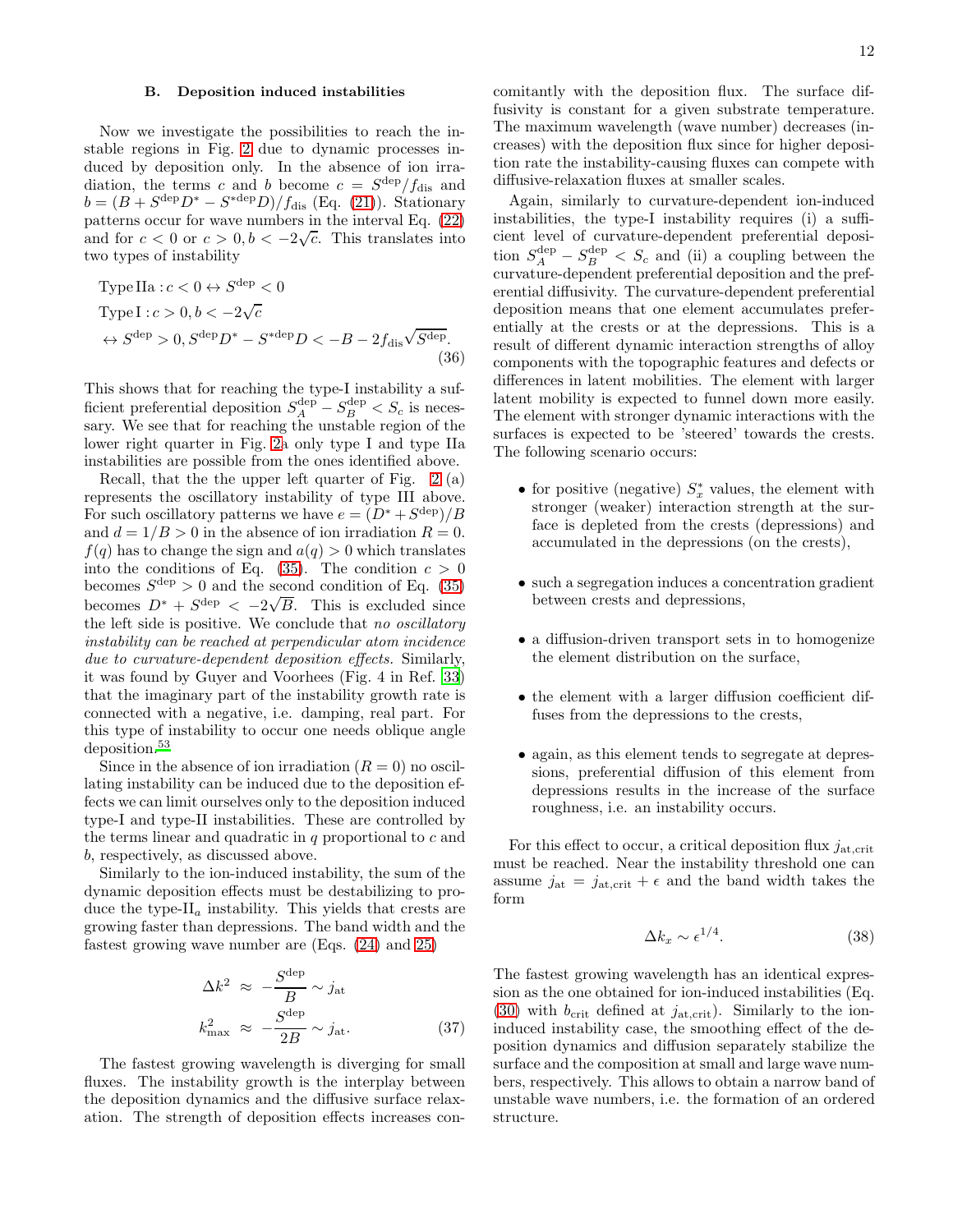### B. Deposition induced instabilities

Now we investigate the possibilities to reach the instable regions in Fig. 2 due to dynamic processes induced by deposition only. In the absence of ion irradiation, the terms $c$ and $b$ become $c = S^{\rm dep}/f_{\rm dis}$ and $b = (B + S^{\rm dep}D^* - S^{*\rm dep}D)/f_{\rm dis}$ (Eq. (21)). Stationary patterns occur for wave numbers in the interval Eq. (22) and for $c < 0$ or $c > 0, b < -2\sqrt{c}$. This translates into two types of instability

$$
\begin{aligned}
&\text{Type IIa} : c < 0 \leftrightarrow S^{\rm dep} < 0 \\
&\text{Type I} : c > 0, b < -2\sqrt{c} \\
&\leftrightarrow S^{\rm dep} > 0, S^{\rm dep}D^* - S^{*\rm dep}D < -B - 2f_{\rm dis}\sqrt{S^{\rm dep}}.
\end{aligned}
\tag{36}
$$

This shows that for reaching the type-I instability a sufficient preferential deposition $S^{\rm dep}_A - S^{\rm dep}_B < S_c$ is necessary. We see that for reaching the unstable region of the lower right quarter in Fig. 2a only type I and type IIa instabilities are possible from the ones identified above.

Recall, that the the upper left quarter of Fig. 2 (a) represents the oscillatory instability of type III above. For such oscillatory patterns we have $e = (D^* + S^{\rm dep})/B$ and $d = 1/B > 0$ in the absence of ion irradiation $R = 0$. $f(q)$ has to change the sign and $a(q) > 0$ which translates into the conditions of Eq. (35). The condition $c > 0$ becomes $S^{\rm dep} > 0$ and the second condition of Eq. (35) becomes $D^* + S^{\rm dep} < -2\sqrt{B}$. This is excluded since the left side is positive. We conclude that *no oscillatory instability can be reached at perpendicular atom incidence due to curvature-dependent deposition effects.* Similarly, it was found by Guyer and Voorhees (Fig. 4 in Ref. [33]) that the imaginary part of the instability growth rate is connected with a negative, i.e. damping, real part. For this type of instability to occur one needs oblique angle deposition.[53]

Since in the absence of ion irradiation ($R = 0$) no oscillating instability can be induced due to the deposition effects we can limit ourselves only to the deposition induced type-I and type-II instabilities. These are controlled by the terms linear and quadratic in $q$ proportional to $c$ and $b$, respectively, as discussed above.

Similarly to the ion-induced instability, the sum of the dynamic deposition effects must be destabilizing to produce the type-II$_a$ instability. This yields that crests are growing faster than depressions. The band width and the fastest growing wave number are (Eqs. (24) and (25))

$$
\begin{aligned}
\Delta k^2 &\approx -\frac{S^{\rm dep}}{B} \sim j_{\rm at} \\
k^2_{\rm max} &\approx -\frac{S^{\rm dep}}{2B} \sim j_{\rm at}.
\end{aligned}
\tag{37}
$$

The fastest growing wavelength is diverging for small fluxes. The instability growth is the interplay between the deposition dynamics and the diffusive surface relaxation. The strength of deposition effects increases concomitantly with the deposition flux. The surface diffusivity is constant for a given substrate temperature. The maximum wavelength (wave number) decreases (increases) with the deposition flux since for higher deposition rate the instability-causing fluxes can compete with diffusive-relaxation fluxes at smaller scales.

Again, similarly to curvature-dependent ion-induced instabilities, the type-I instability requires (i) a sufficient level of curvature-dependent preferential deposition $S^{\rm dep}_A - S^{\rm dep}_B < S_c$ and (ii) a coupling between the curvature-dependent preferential deposition and the preferential diffusivity. The curvature-dependent preferential deposition means that one element accumulates preferentially at the crests or at the depressions. This is a result of different dynamic interaction strengths of alloy components with the topographic features and defects or differences in latent mobilities. The element with larger latent mobility is expected to funnel down more easily. The element with stronger dynamic interactions with the surfaces is expected to be 'steered' towards the crests. The following scenario occurs:

- for positive (negative) $S^*_x$ values, the element with stronger (weaker) interaction strength at the surface is depleted from the crests (depressions) and accumulated in the depressions (on the crests),
- such a segregation induces a concentration gradient between crests and depressions,
- a diffusion-driven transport sets in to homogenize the element distribution on the surface,
- the element with a larger diffusion coefficient diffuses from the depressions to the crests,
- again, as this element tends to segregate at depressions, preferential diffusion of this element from depressions results in the increase of the surface roughness, i.e. an instability occurs.

For this effect to occur, a critical deposition flux $j_{\rm at,crit}$ must be reached. Near the instability threshold one can assume $j_{\rm at} = j_{\rm at,crit} + \epsilon$ and the band width takes the form

$$
\Delta k_x \sim \epsilon^{1/4}. \tag{38}
$$

The fastest growing wavelength has an identical expression as the one obtained for ion-induced instabilities (Eq. (30) with $b_{\rm crit}$ defined at $j_{\rm at,crit}$). Similarly to the ion-induced instability case, the smoothing effect of the deposition dynamics and diffusion separately stabilize the surface and the composition at small and large wave numbers, respectively. This allows to obtain a narrow band of unstable wave numbers, i.e. the formation of an ordered structure.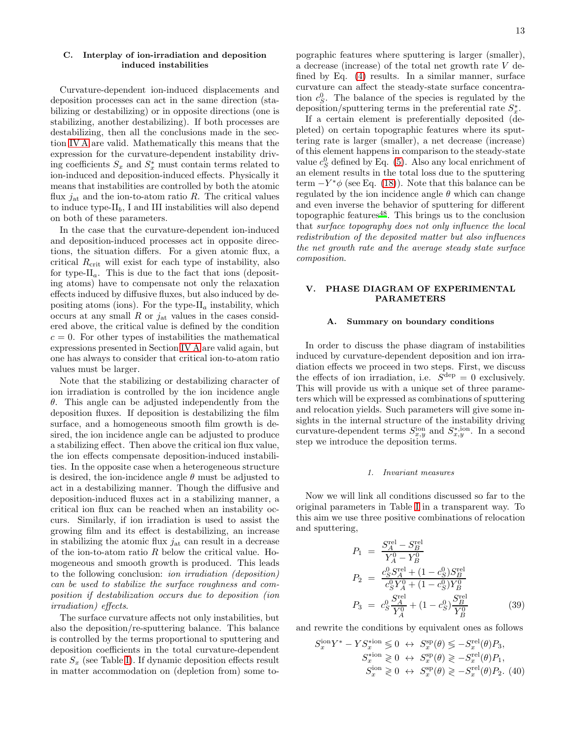### C. Interplay of ion-irradiation and deposition induced instabilities

Curvature-dependent ion-induced displacements and deposition processes can act in the same direction (stabilizing or destabilizing) or in opposite directions (one is stabilizing, another destabilizing). If both processes are destabilizing, then all the conclusions made in the section IV A are valid. Mathematically this means that the expression for the curvature-dependent instability driving coefficients $S_x$ and $S_x^*$ must contain terms related to ion-induced and deposition-induced effects. Physically it means that instabilities are controlled by both the atomic flux $j_{\rm at}$ and the ion-to-atom ratio $R$. The critical values to induce type-II$_b$, I and III instabilities will also depend on both of these parameters.

In the case that the curvature-dependent ion-induced and deposition-induced processes act in opposite directions, the situation differs. For a given atomic flux, a critical $R_{\rm crit}$ will exist for each type of instability, also for type-II$_a$. This is due to the fact that ions (depositing atoms) have to compensate not only the relaxation effects induced by diffusive fluxes, but also induced by depositing atoms (ions). For the type-II$_a$ instability, which occurs at any small $R$ or $j_{\rm at}$ values in the cases considered above, the critical value is defined by the condition $c = 0$. For other types of instabilities the mathematical expressions presented in Section IV A are valid again, but one has always to consider that critical ion-to-atom ratio values must be larger.

Note that the stabilizing or destabilizing character of ion irradiation is controlled by the ion incidence angle $\theta$. This angle can be adjusted independently from the deposition fluxes. If deposition is destabilizing the film surface, and a homogeneous smooth film growth is desired, the ion incidence angle can be adjusted to produce a stabilizing effect. Then above the critical ion flux value, the ion effects compensate deposition-induced instabilities. In the opposite case when a heterogeneous structure is desired, the ion-incidence angle $\theta$ must be adjusted to act in a destabilizing manner. Though the diffusive and deposition-induced fluxes act in a stabilizing manner, a critical ion flux can be reached when an instability occurs. Similarly, if ion irradiation is used to assist the growing film and its effect is destabilizing, an increase in stabilizing the atomic flux $j_{\rm at}$ can result in a decrease of the ion-to-atom ratio $R$ below the critical value. Homogeneous and smooth growth is produced. This leads to the following conclusion: *ion irradiation (deposition) can be used to stabilize the surface roughness and composition if destabilization occurs due to deposition (ion irradiation) effects*.

The surface curvature affects not only instabilities, but also the deposition/re-sputtering balance. This balance is controlled by the terms proportional to sputtering and deposition coefficients in the total curvature-dependent rate $S_x$ (see Table I). If dynamic deposition effects result in matter accommodation on (depletion from) some topographic features where sputtering is larger (smaller), a decrease (increase) of the total net growth rate $V$ defined by Eq. (4) results. In a similar manner, surface curvature can affect the steady-state surface concentration $c_S^0$. The balance of the species is regulated by the deposition/sputtering terms in the preferential rate $S_x^*$.

If a certain element is preferentially deposited (depleted) on certain topographic features where its sputtering rate is larger (smaller), a net decrease (increase) of this element happens in comparison to the steady-state value $c_S^0$ defined by Eq. (5). Also any local enrichment of an element results in the total loss due to the sputtering term $-Y^*\phi$ (see Eq. (18)). Note that this balance can be regulated by the ion incidence angle $\theta$ which can change and even inverse the behavior of sputtering for different topographic features[48]. This brings us to the conclusion that *surface topography does not only influence the local redistribution of the deposited matter but also influences the net growth rate and the average steady state surface composition*.

## V. PHASE DIAGRAM OF EXPERIMENTAL PARAMETERS

### A. Summary on boundary conditions

In order to discuss the phase diagram of instabilities induced by curvature-dependent deposition and ion irradiation effects we proceed in two steps. First, we discuss the effects of ion irradiation, i.e. $S^{\rm dep} = 0$ exclusively. This will provide us with a unique set of three parameters which will be expressed as combinations of sputtering and relocation yields. Such parameters will give some insights in the internal structure of the instability driving curvature-dependent terms $S_{x,y}^{\rm ion}$ and $S_{x,y}^{*,\rm ion}$. In a second step we introduce the deposition terms.

#### 1. Invariant measures

Now we will link all conditions discussed so far to the original parameters in Table I in a transparent way. To this aim we use three positive combinations of relocation and sputtering,

$$
\begin{aligned}
P_1 &= \frac{S_A^{\rm rel} - S_B^{\rm rel}}{Y_A^0 - Y_B^0} \\
P_2 &= \frac{c_S^0 S_A^{\rm rel} + (1-c_S^0) S_B^{\rm rel}}{c_S^0 Y_A^0 + (1-c_S^0) Y_B^0} \\
P_3 &= c_S^0 \frac{S_A^{\rm rel}}{Y_A^0} + (1-c_S^0)\frac{S_B^{\rm rel}}{Y_B^0}
\end{aligned}
\qquad (39)
$$

and rewrite the conditions by equivalent ones as follows

$$
\begin{aligned}
S_x^{\rm ion} Y^* - Y S_x^{*\rm ion} \lessgtr 0 \;&\leftrightarrow\; S_x^{\rm sp}(\theta) \lessgtr -S_x^{\rm rel}(\theta) P_3, \\
S_x^{*\rm ion} \gtrless 0 \;&\leftrightarrow\; S_x^{\rm sp}(\theta) \gtrless -S_x^{\rm rel}(\theta) P_1, \\
S_x^{\rm ion} \gtrless 0 \;&\leftrightarrow\; S_x^{\rm sp}(\theta) \gtrless -S_x^{\rm rel}(\theta) P_2.
\end{aligned}
\qquad (40)
$$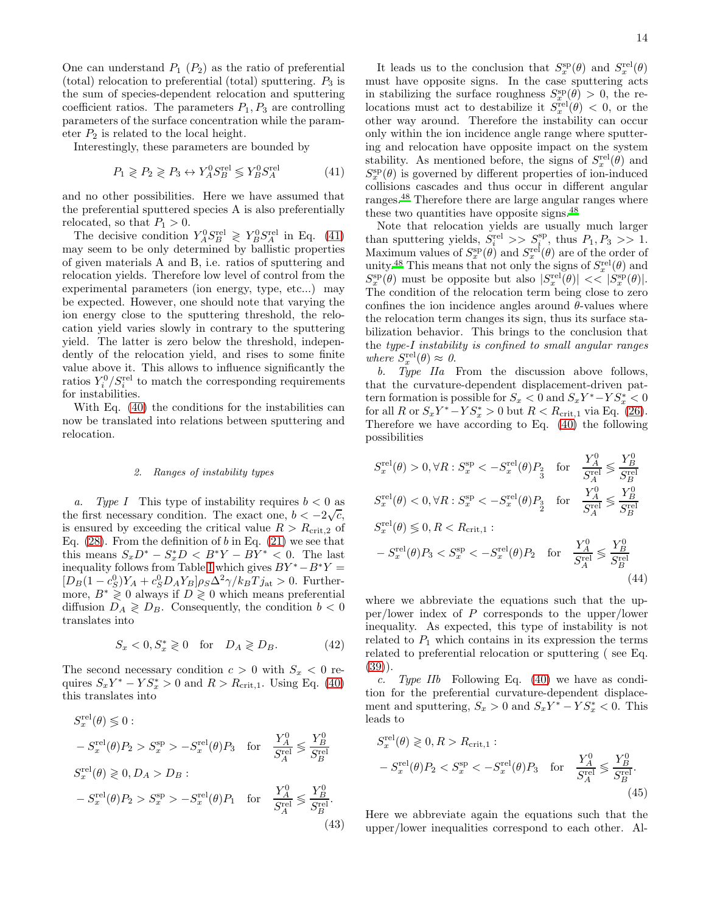One can understand $P_1$ ($P_2$) as the ratio of preferential (total) relocation to preferential (total) sputtering. $P_3$ is the sum of species-dependent relocation and sputtering coefficient ratios. The parameters $P_1, P_3$ are controlling parameters of the surface concentration while the parameter $P_2$ is related to the local height.

Interestingly, these parameters are bounded by

$$P_1 \gtrless P_2 \gtrless P_3 \leftrightarrow Y_A^0 S_B^{\rm rel} \lessgtr Y_B^0 S_A^{\rm rel} \tag{41}$$

and no other possibilities. Here we have assumed that the preferential sputtered species A is also preferentially relocated, so that $P_1 > 0$.

The decisive condition $Y_A^0 S_B^{\rm rel} \gtrless Y_B^0 S_A^{\rm rel}$ in Eq. (41) may seem to be only determined by ballistic properties of given materials A and B, i.e. ratios of sputtering and relocation yields. Therefore low level of control from the experimental parameters (ion energy, type, etc...) may be expected. However, one should note that varying the ion energy close to the sputtering threshold, the relocation yield varies slowly in contrary to the sputtering yield. The latter is zero below the threshold, independently of the relocation yield, and rises to some finite value above it. This allows to influence significantly the ratios $Y_i^0/S_i^{\rm rel}$ to match the corresponding requirements for instabilities.

With Eq. (40) the conditions for the instabilities can now be translated into relations between sputtering and relocation.

#### 2. Ranges of instability types

*a. Type I* This type of instability requires $b < 0$ as the first necessary condition. The exact one, $b < -2\sqrt{c}$, is ensured by exceeding the critical value $R > R_{{\rm crit},2}$ of Eq. (28). From the definition of $b$ in Eq. (21) we see that this means $S_x D^* - S_x^* D < B^* Y - B Y^* < 0$. The last inequality follows from Table I which gives $BY^* - B^* Y = [D_B(1-c_S^0)Y_A + c_S^0 D_A Y_B]\rho_S \Delta^2 \gamma / k_B T j_{\rm at} > 0$. Furthermore, $B^* \gtrless 0$ always if $D \gtrless 0$ which means preferential diffusion $D_A \gtrless D_B$. Consequently, the condition $b < 0$ translates into

$$S_x < 0, S_x^* \gtrless 0 \quad \text{for} \quad D_A \gtrless D_B. \tag{42}$$

The second necessary condition $c > 0$ with $S_x < 0$ requires $S_x Y^* - Y S_x^* > 0$ and $R > R_{{\rm crit},1}$. Using Eq. (40) this translates into

$$\begin{aligned}
&S_x^{\rm rel}(\theta) \lessgtr 0 : \\
&-S_x^{\rm rel}(\theta) P_2 > S_x^{\rm sp} > -S_x^{\rm rel}(\theta) P_3 \quad \text{for} \quad \frac{Y_A^0}{S_A^{\rm rel}} \lessgtr \frac{Y_B^0}{S_B^{\rm rel}} \\
&S_x^{\rm rel}(\theta) \gtrless 0, D_A > D_B : \\
&-S_x^{\rm rel}(\theta) P_2 > S_x^{\rm sp} > -S_x^{\rm rel}(\theta) P_1 \quad \text{for} \quad \frac{Y_A^0}{S_A^{\rm rel}} \lessgtr \frac{Y_B^0}{S_B^{\rm rel}}.
\end{aligned} \tag{43}$$

It leads us to the conclusion that $S_x^{\rm sp}(\theta)$ and $S_x^{\rm rel}(\theta)$ must have opposite signs. In the case sputtering acts in stabilizing the surface roughness $S_x^{\rm sp}(\theta) > 0$, the relocations must act to destabilize it $S_x^{\rm rel}(\theta) < 0$, or the other way around. Therefore the instability can occur only within the ion incidence angle range where sputtering and relocation have opposite impact on the system stability. As mentioned before, the signs of $S_x^{\rm rel}(\theta)$ and $S_x^{\rm sp}(\theta)$ is governed by different properties of ion-induced collisions cascades and thus occur in different angular ranges.[48] Therefore there are large angular ranges where these two quantities have opposite signs.[48]

Note that relocation yields are usually much larger than sputtering yields, $S_i^{\rm rel} >> S_i^{\rm sp}$, thus $P_1, P_3 >> 1$. Maximum values of $S_x^{\rm sp}(\theta)$ and $S_x^{\rm rel}(\theta)$ are of the order of unity.[48] This means that not only the signs of $S_x^{\rm rel}(\theta)$ and $S_x^{\rm sp}(\theta)$ must be opposite but also $|S_x^{\rm rel}(\theta)| << |S_x^{\rm sp}(\theta)|$. The condition of the relocation term being close to zero confines the ion incidence angles around $\theta$-values where the relocation term changes its sign, thus its surface stabilization behavior. This brings to the conclusion that the *type-I instability is confined to small angular ranges where $S_x^{\rm rel}(\theta) \approx 0$.*

*b. Type IIa* From the discussion above follows, that the curvature-dependent displacement-driven pattern formation is possible for $S_x < 0$ and $S_x Y^* - Y S_x^* < 0$ for all $R$ or $S_x Y^* - Y S_x^* > 0$ but $R < R_{{\rm crit},1}$ via Eq. (26). Therefore we have according to Eq. (40) the following possibilities

$$\begin{aligned}
&S_x^{\rm rel}(\theta) > 0, \forall R : S_x^{\rm sp} < -S_x^{\rm rel}(\theta) P_{\substack{2\\3}} \quad \text{for} \quad \frac{Y_A^0}{S_A^{\rm rel}} \lessgtr \frac{Y_B^0}{S_B^{\rm rel}} \\
&S_x^{\rm rel}(\theta) < 0, \forall R : S_x^{\rm sp} < -S_x^{\rm rel}(\theta) P_{\substack{3\\2}} \quad \text{for} \quad \frac{Y_A^0}{S_A^{\rm rel}} \lessgtr \frac{Y_B^0}{S_B^{\rm rel}} \\
&S_x^{\rm rel}(\theta) \lessgtr 0, R < R_{{\rm crit},1} : \\
&-S_x^{\rm rel}(\theta) P_3 < S_x^{\rm sp} < -S_x^{\rm rel}(\theta) P_2 \quad \text{for} \quad \frac{Y_A^0}{S_A^{\rm rel}} \lessgtr \frac{Y_B^0}{S_B^{\rm rel}}
\end{aligned} \tag{44}$$

where we abbreviate the equations such that the upper/lower index of $P$ corresponds to the upper/lower inequality. As expected, this type of instability is not related to $P_1$ which contains in its expression the terms related to preferential relocation or sputtering ( see Eq. (39)).

*c. Type IIb* Following Eq. (40) we have as condition for the preferential curvature-dependent displacement and sputtering, $S_x > 0$ and $S_x Y^* - Y S_x^* < 0$. This leads to

$$\begin{aligned}
&S_x^{\rm rel}(\theta) \gtrless 0, R > R_{{\rm crit},1} : \\
&-S_x^{\rm rel}(\theta) P_2 < S_x^{\rm sp} < -S_x^{\rm rel}(\theta) P_3 \quad \text{for} \quad \frac{Y_A^0}{S_A^{\rm rel}} \lessgtr \frac{Y_B^0}{S_B^{\rm rel}}.
\end{aligned} \tag{45}$$

Here we abbreviate again the equations such that the upper/lower inequalities correspond to each other. Al-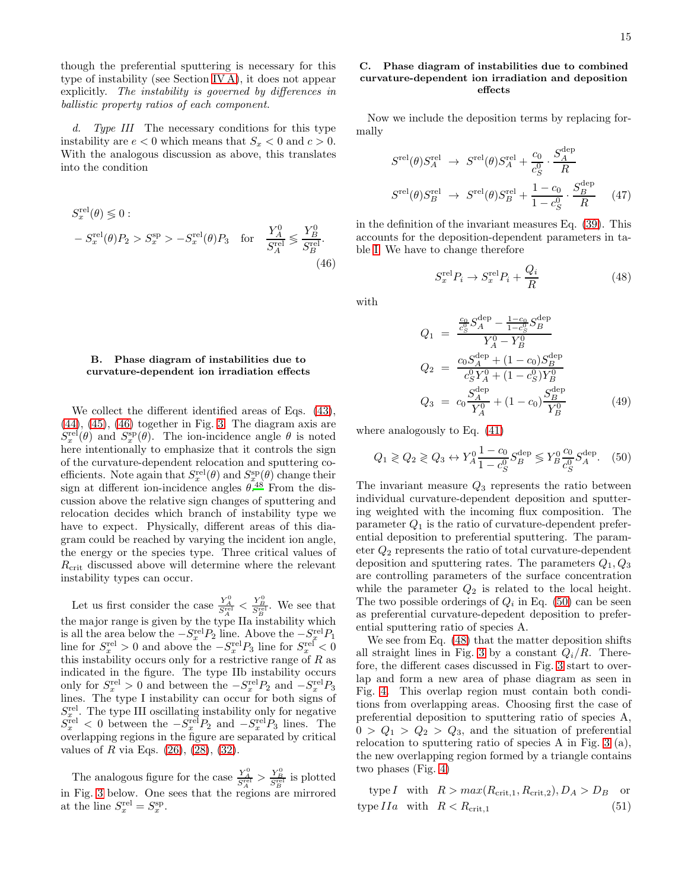though the preferential sputtering is necessary for this type of instability (see Section IV A), it does not appear explicitly. *The instability is governed by differences in ballistic property ratios of each component.*

*d. Type III* The necessary conditions for this type instability are $e < 0$ which means that $S_x < 0$ and $c > 0$. With the analogous discussion as above, this translates into the condition

$$
\begin{aligned}
&S_x^{\rm rel}(\theta) \lessgtr 0 : \\
&-S_x^{\rm rel}(\theta) P_2 > S_x^{\rm sp} > -S_x^{\rm rel}(\theta) P_3 \quad \text{for} \quad \frac{Y_A^0}{S_A^{\rm rel}} \lessgtr \frac{Y_B^0}{S_B^{\rm rel}}.
\end{aligned}
\tag{46}
$$

### B. Phase diagram of instabilities due to curvature-dependent ion irradiation effects

We collect the different identified areas of Eqs. (43), (44), (45), (46) together in Fig. 3. The diagram axis are $S_x^{\rm rel}(\theta)$ and $S_x^{\rm sp}(\theta)$. The ion-incidence angle $\theta$ is noted here intentionally to emphasize that it controls the sign of the curvature-dependent relocation and sputtering coefficients. Note again that $S_x^{\rm rel}(\theta)$ and $S_x^{\rm sp}(\theta)$ change their sign at different ion-incidence angles $\theta$.[48] From the discussion above the relative sign changes of sputtering and relocation decides which branch of instability type we have to expect. Physically, different areas of this diagram could be reached by varying the incident ion angle, the energy or the species type. Three critical values of $R_{\rm crit}$ discussed above will determine where the relevant instability types can occur.

Let us first consider the case $\frac{Y_A^0}{S_A^{\rm rel}} < \frac{Y_B^0}{S_B^{\rm rel}}$. We see that the major range is given by the type IIa instability which is all the area below the $-S_x^{\rm rel}P_2$ line. Above the $-S_x^{\rm rel}P_1$ line for $S_x^{\rm rel} > 0$ and above the $-S_x^{\rm rel}P_3$ line for $S_x^{\rm rel} < 0$ this instability occurs only for a restrictive range of $R$ as indicated in the figure. The type IIb instability occurs only for $S_x^{\rm rel} > 0$ and between the $-S_x^{\rm rel}P_2$ and $-S_x^{\rm rel}P_3$ lines. The type I instability can occur for both signs of $S_x^{\rm rel}$. The type III oscillating instability only for negative $S_x^{\rm rel} < 0$ between the $-S_x^{\rm rel}P_2$ and $-S_x^{\rm rel}P_3$ lines. The overlapping regions in the figure are separated by critical values of $R$ via Eqs. (26), (28), (32).

The analogous figure for the case $\frac{Y_A^0}{S_A^{\rm rel}} > \frac{Y_B^0}{S_B^{\rm rel}}$ is plotted in Fig. 3 below. One sees that the regions are mirrored at the line $S_x^{\rm rel} = S_x^{\rm sp}$.

### C. Phase diagram of instabilities due to combined curvature-dependent ion irradiation and deposition effects

Now we include the deposition terms by replacing formally

$$
\begin{aligned}
S^{\rm rel}(\theta) S_A^{\rm rel} &\to S^{\rm rel}(\theta) S_A^{\rm rel} + \frac{c_0}{c_S^0} \cdot \frac{S_A^{\rm dep}}{R} \\
S^{\rm rel}(\theta) S_B^{\rm rel} &\to S^{\rm rel}(\theta) S_B^{\rm rel} + \frac{1-c_0}{1-c_S^0} \cdot \frac{S_B^{\rm dep}}{R}
\end{aligned}
\tag{47}
$$

in the definition of the invariant measures Eq. (39). This accounts for the deposition-dependent parameters in table I. We have to change therefore

$$
S_x^{\rm rel} P_i \to S_x^{\rm rel} P_i + \frac{Q_i}{R} \tag{48}
$$

with

$$
\begin{aligned}
Q_1 &= \frac{\frac{c_0}{c_S^0} S_A^{\rm dep} - \frac{1-c_0}{1-c_S^0} S_B^{\rm dep}}{Y_A^0 - Y_B^0} \\
Q_2 &= \frac{c_0 S_A^{\rm dep} + (1-c_0) S_B^{\rm dep}}{c_S^0 Y_A^0 + (1-c_S^0) Y_B^0} \\
Q_3 &= c_0 \frac{S_A^{\rm dep}}{Y_A^0} + (1-c_0) \frac{S_B^{\rm dep}}{Y_B^0}
\end{aligned}
\tag{49}
$$

where analogously to Eq. (41)

$$
Q_1 \gtrless Q_2 \gtrless Q_3 \leftrightarrow Y_A^0 \frac{1-c_0}{1-c_S^0} S_B^{\rm dep} \lessgtr Y_B^0 \frac{c_0}{c_S^0} S_A^{\rm dep}. \tag{50}
$$

The invariant measure $Q_3$ represents the ratio between individual curvature-dependent deposition and sputtering weighted with the incoming flux composition. The parameter $Q_1$ is the ratio of curvature-dependent preferential deposition to preferential sputtering. The parameter $Q_2$ represents the ratio of total curvature-dependent deposition and sputtering rates. The parameters $Q_1, Q_3$ are controlling parameters of the surface concentration while the parameter $Q_2$ is related to the local height. The two possible orderings of $Q_i$ in Eq. (50) can be seen as preferential curvature-depedent deposition to preferential sputtering ratio of species A.

We see from Eq. (48) that the matter deposition shifts all straight lines in Fig. 3 by a constant $Q_i/R$. Therefore, the different cases discussed in Fig. 3 start to overlap and form a new area of phase diagram as seen in Fig. 4. This overlap region must contain both conditions from overlapping areas. Choosing first the case of preferential deposition to sputtering ratio of species A, $0 > Q_1 > Q_2 > Q_3$, and the situation of preferential relocation to sputtering ratio of species A in Fig. 3 (a), the new overlapping region formed by a triangle contains two phases (Fig. 4)

$$
\begin{aligned}
&\text{type}\, I \quad \text{with} \quad R > max(R_{\rm crit,1}, R_{\rm crit,2}), D_A > D_B \quad \text{or} \\
&\text{type}\, IIa \quad \text{with} \quad R < R_{\rm crit,1}
\end{aligned}
\tag{51}
$$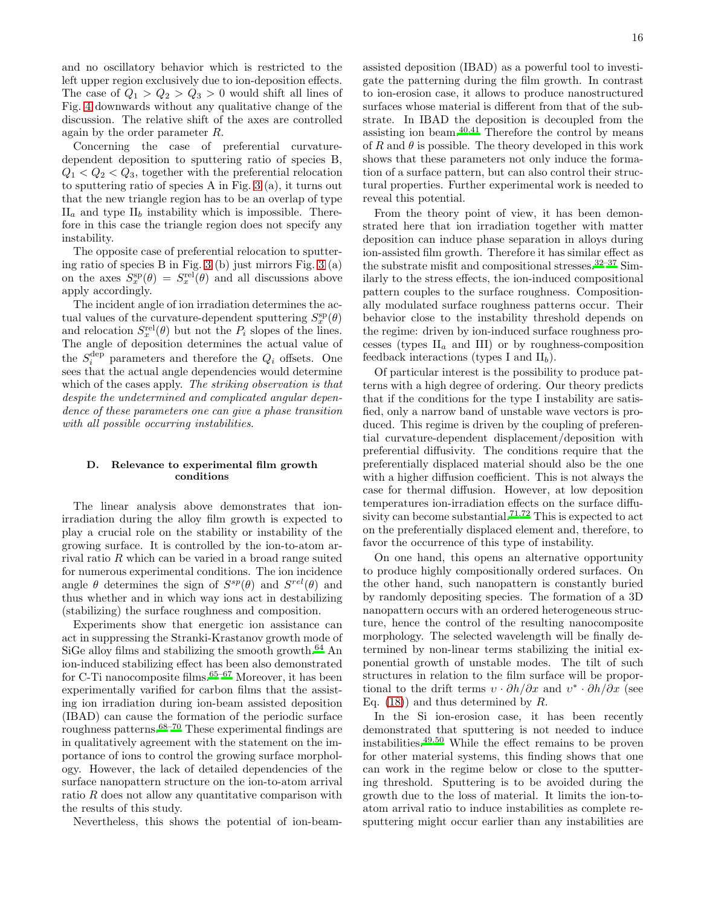and no oscillatory behavior which is restricted to the left upper region exclusively due to ion-deposition effects. The case of $Q_1 > Q_2 > Q_3 > 0$ would shift all lines of Fig. 4 downwards without any qualitative change of the discussion. The relative shift of the axes are controlled again by the order parameter $R$.

Concerning the case of preferential curvature-dependent deposition to sputtering ratio of species B, $Q_1 < Q_2 < Q_3$, together with the preferential relocation to sputtering ratio of species A in Fig. 3 (a), it turns out that the new triangle region has to be an overlap of type $\mathrm{II}_a$ and type $\mathrm{II}_b$ instability which is impossible. Therefore in this case the triangle region does not specify any instability.

The opposite case of preferential relocation to sputtering ratio of species B in Fig. 3 (b) just mirrors Fig. 3 (a) on the axes $S_x^{\mathrm{sp}}(\theta) = S_x^{\mathrm{rel}}(\theta)$ and all discussions above apply accordingly.

The incident angle of ion irradiation determines the actual values of the curvature-dependent sputtering $S_x^{\mathrm{sp}}(\theta)$ and relocation $S_x^{\mathrm{rel}}(\theta)$ but not the $P_i$ slopes of the lines. The angle of deposition determines the actual value of the $S_i^{\mathrm{dep}}$ parameters and therefore the $Q_i$ offsets. One sees that the actual angle dependencies would determine which of the cases apply. *The striking observation is that despite the undetermined and complicated angular dependence of these parameters one can give a phase transition with all possible occurring instabilities.*

### D. Relevance to experimental film growth conditions

The linear analysis above demonstrates that ion-irradiation during the alloy film growth is expected to play a crucial role on the stability or instability of the growing surface. It is controlled by the ion-to-atom arrival ratio $R$ which can be varied in a broad range suited for numerous experimental conditions. The ion incidence angle $\theta$ determines the sign of $S^{sp}(\theta)$ and $S^{rel}(\theta)$ and thus whether and in which way ions act in destabilizing (stabilizing) the surface roughness and composition.

Experiments show that energetic ion assistance can act in suppressing the Stranki-Krastanov growth mode of SiGe alloy films and stabilizing the smooth growth.[64] An ion-induced stabilizing effect has been also demonstrated for C-Ti nanocomposite films.[65–67] Moreover, it has been experimentally varified for carbon films that the assisting ion irradiation during ion-beam assisted deposition (IBAD) can cause the formation of the periodic surface roughness patterns.[68–70] These experimental findings are in qualitatively agreement with the statement on the importance of ions to control the growing surface morphology. However, the lack of detailed dependencies of the surface nanopattern structure on the ion-to-atom arrival ratio $R$ does not allow any quantitative comparison with the results of this study.

Nevertheless, this shows the potential of ion-beam-assisted deposition (IBAD) as a powerful tool to investigate the patterning during the film growth. In contrast to ion-erosion case, it allows to produce nanostructured surfaces whose material is different from that of the substrate. In IBAD the deposition is decoupled from the assisting ion beam.[40,41] Therefore the control by means of $R$ and $\theta$ is possible. The theory developed in this work shows that these parameters not only induce the formation of a surface pattern, but can also control their structural properties. Further experimental work is needed to reveal this potential.

From the theory point of view, it has been demonstrated here that ion irradiation together with matter deposition can induce phase separation in alloys during ion-assisted film growth. Therefore it has similar effect as the substrate misfit and compositional stresses.[32–37] Similarly to the stress effects, the ion-induced compositional pattern couples to the surface roughness. Compositionally modulated surface roughness patterns occur. Their behavior close to the instability threshold depends on the regime: driven by ion-induced surface roughness processes (types $\mathrm{II}_a$ and III) or by roughness-composition feedback interactions (types I and $\mathrm{II}_b$).

Of particular interest is the possibility to produce patterns with a high degree of ordering. Our theory predicts that if the conditions for the type I instability are satisfied, only a narrow band of unstable wave vectors is produced. This regime is driven by the coupling of preferential curvature-dependent displacement/deposition with preferential diffusivity. The conditions require that the preferentially displaced material should also be the one with a higher diffusion coefficient. This is not always the case for thermal diffusion. However, at low deposition temperatures ion-irradiation effects on the surface diffusivity can become substantial.[71,72] This is expected to act on the preferentially displaced element and, therefore, to favor the occurrence of this type of instability.

On one hand, this opens an alternative opportunity to produce highly compositionally ordered surfaces. On the other hand, such nanopattern is constantly buried by randomly depositing species. The formation of a 3D nanopattern occurs with an ordered heterogeneous structure, hence the control of the resulting nanocomposite morphology. The selected wavelength will be finally determined by non-linear terms stabilizing the initial exponential growth of unstable modes. The tilt of such structures in relation to the film surface will be proportional to the drift terms $\upsilon \cdot \partial h/\partial x$ and $\upsilon^* \cdot \partial h/\partial x$ (see Eq. (18)) and thus determined by $R$.

In the Si ion-erosion case, it has been recently demonstrated that sputtering is not needed to induce instabilities.[49,50] While the effect remains to be proven for other material systems, this finding shows that one can work in the regime below or close to the sputtering threshold. Sputtering is to be avoided during the growth due to the loss of material. It limits the ion-to-atom arrival ratio to induce instabilities as complete resputtering might occur earlier than any instabilities are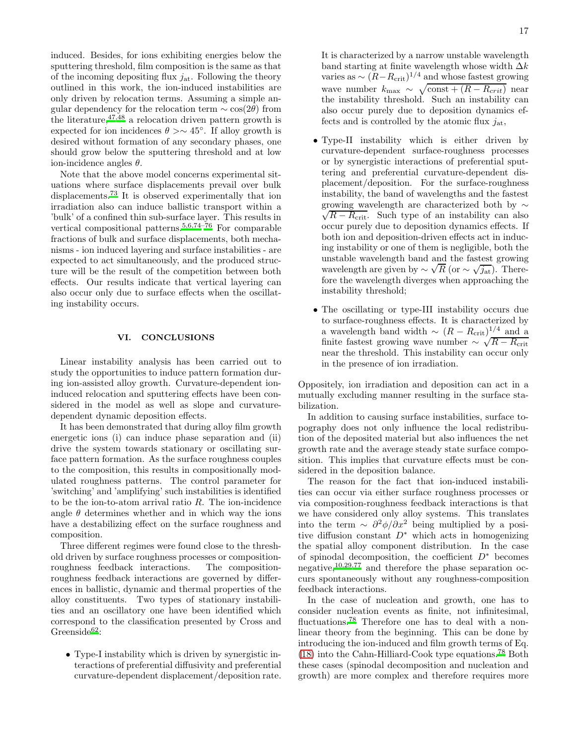induced. Besides, for ions exhibiting energies below the sputtering threshold, film composition is the same as that of the incoming depositing flux $j_{\rm at}$. Following the theory outlined in this work, the ion-induced instabilities are only driven by relocation terms. Assuming a simple angular dependency for the relocation term $\sim \cos(2\theta)$ from the literature,[47,48] a relocation driven pattern growth is expected for ion incidences $\theta >\sim 45°$. If alloy growth is desired without formation of any secondary phases, one should grow below the sputtering threshold and at low ion-incidence angles $\theta$.

Note that the above model concerns experimental situations where surface displacements prevail over bulk displacements.[73] It is observed experimentally that ion irradiation also can induce ballistic transport within a 'bulk' of a confined thin sub-surface layer. This results in vertical compositional patterns.[5,6,74–76] For comparable fractions of bulk and surface displacements, both mechanisms - ion induced layering and surface instabilities - are expected to act simultaneously, and the produced structure will be the result of the competition between both effects. Our results indicate that vertical layering can also occur only due to surface effects when the oscillating instability occurs.

## VI. CONCLUSIONS

Linear instability analysis has been carried out to study the opportunities to induce pattern formation during ion-assisted alloy growth. Curvature-dependent ion-induced relocation and sputtering effects have been considered in the model as well as slope and curvature-dependent dynamic deposition effects.

It has been demonstrated that during alloy film growth energetic ions (i) can induce phase separation and (ii) drive the system towards stationary or oscillating surface pattern formation. As the surface roughness couples to the composition, this results in compositionally modulated roughness patterns. The control parameter for 'switching' and 'amplifying' such instabilities is identified to be the ion-to-atom arrival ratio $R$. The ion-incidence angle $\theta$ determines whether and in which way the ions have a destabilizing effect on the surface roughness and composition.

Three different regimes were found close to the threshold driven by surface roughness processes or composition-roughness feedback interactions. The composition-roughness feedback interactions are governed by differences in ballistic, dynamic and thermal properties of the alloy constituents. Two types of stationary instabilities and an oscillatory one have been identified which correspond to the classification presented by Cross and Greenside[62]:

- Type-I instability which is driven by synergistic interactions of preferential diffusivity and preferential curvature-dependent displacement/deposition rate. It is characterized by a narrow unstable wavelength band starting at finite wavelength whose width $\Delta k$ varies as $\sim (R - R_{\rm crit})^{1/4}$ and whose fastest growing wave number $k_{\rm max} \sim \sqrt{\rm const + (R - R_{crit})}$ near the instability threshold. Such an instability can also occur purely due to deposition dynamics effects and is controlled by the atomic flux $j_{\rm at}$,
- Type-II instability which is either driven by curvature-dependent surface-roughness processes or by synergistic interactions of preferential sputtering and preferential curvature-dependent displacement/deposition. For the surface-roughness instability, the band of wavelengths and the fastest growing wavelength are characterized both by $\sim \sqrt{R - R_{\rm crit}}$. Such type of an instability can also occur purely due to deposition dynamics effects. If both ion and deposition-driven effects act in inducing instability or one of them is negligible, both the unstable wavelength band and the fastest growing wavelength are given by $\sim \sqrt{R}$ (or $\sim \sqrt{j_{\rm at}}$). Therefore the wavelength diverges when approaching the instability threshold;
- The oscillating or type-III instability occurs due to surface-roughness effects. It is characterized by a wavelength band width $\sim (R - R_{\rm crit})^{1/4}$ and a finite fastest growing wave number $\sim \sqrt{R - R_{\rm crit}}$ near the threshold. This instability can occur only in the presence of ion irradiation.

Oppositely, ion irradiation and deposition can act in a mutually excluding manner resulting in the surface stabilization.

In addition to causing surface instabilities, surface topography does not only influence the local redistribution of the deposited material but also influences the net growth rate and the average steady state surface composition. This implies that curvature effects must be considered in the deposition balance.

The reason for the fact that ion-induced instabilities can occur via either surface roughness processes or via composition-roughness feedback interactions is that we have considered only alloy systems. This translates into the term $\sim \partial^2\phi/\partial x^2$ being multiplied by a positive diffusion constant $D^*$ which acts in homogenizing the spatial alloy component distribution. In the case of spinodal decomposition, the coefficient $D^*$ becomes negative,[10,29,77] and therefore the phase separation occurs spontaneously without any roughness-composition feedback interactions.

In the case of nucleation and growth, one has to consider nucleation events as finite, not infinitesimal, fluctuations.[78] Therefore one has to deal with a nonlinear theory from the beginning. This can be done by introducing the ion-induced and film growth terms of Eq. (18) into the Cahn-Hilliard-Cook type equations.[78] Both these cases (spinodal decomposition and nucleation and growth) are more complex and therefore requires more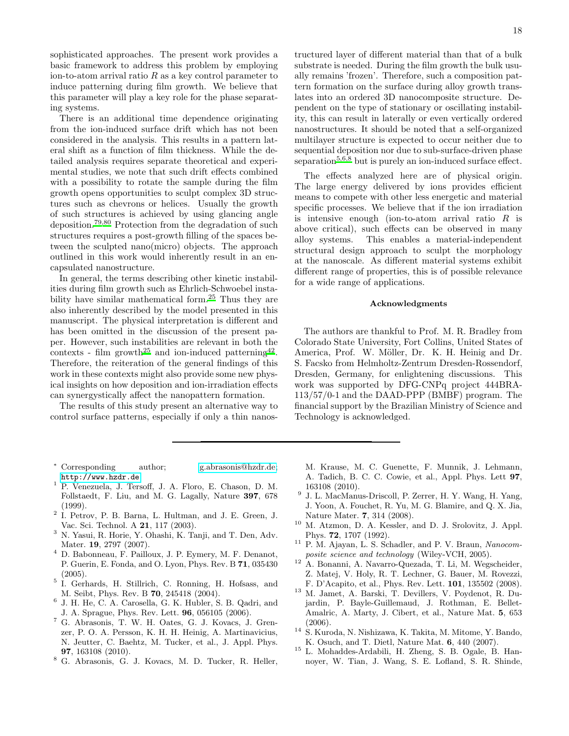sophisticated approaches. The present work provides a basic framework to address this problem by employing ion-to-atom arrival ratio $R$ as a key control parameter to induce patterning during film growth. We believe that this parameter will play a key role for the phase separating systems.

There is an additional time dependence originating from the ion-induced surface drift which has not been considered in the analysis. This results in a pattern lateral shift as a function of film thickness. While the detailed analysis requires separate theoretical and experimental studies, we note that such drift effects combined with a possibility to rotate the sample during the film growth opens opportunities to sculpt complex 3D structures such as chevrons or helices. Usually the growth of such structures is achieved by using glancing angle deposition.[79,80] Protection from the degradation of such structures requires a post-growth filling of the spaces between the sculpted nano(micro) objects. The approach outlined in this work would inherently result in an encapsulated nanostructure.

In general, the terms describing other kinetic instabilities during film growth such as Ehrlich-Schwoebel instability have similar mathematical form.[25] Thus they are also inherently described by the model presented in this manuscript. The physical interpretation is different and has been omitted in the discussion of the present paper. However, such instabilities are relevant in both the contexts - film growth[25] and ion-induced patterning[42]. Therefore, the reiteration of the general findings of this work in these contexts might also provide some new physical insights on how deposition and ion-irradiation effects can synergystically affect the nanopattern formation.

The results of this study present an alternative way to control surface patterns, especially if only a thin nanostructured layer of different material than that of a bulk substrate is needed. During the film growth the bulk usually remains 'frozen'. Therefore, such a composition pattern formation on the surface during alloy growth translates into an ordered 3D nanocomposite structure. Dependent on the type of stationary or oscillating instability, this can result in laterally or even vertically ordered nanostructures. It should be noted that a self-organized multilayer structure is expected to occur neither due to sequential deposition nor due to sub-surface-driven phase separation[5,6,8] but is purely an ion-induced surface effect.

The effects analyzed here are of physical origin. The large energy delivered by ions provides efficient means to compete with other less energetic and material specific processes. We believe that if the ion irradiation is intensive enough (ion-to-atom arrival ratio $R$ is above critical), such effects can be observed in many alloy systems. This enables a material-independent structural design approach to sculpt the morphology at the nanoscale. As different material systems exhibit different range of properties, this is of possible relevance for a wide range of applications.

## Acknowledgments

The authors are thankful to Prof. M. R. Bradley from Colorado State University, Fort Collins, United States of America, Prof. W. Möller, Dr. K. H. Heinig and Dr. S. Facsko from Helmholtz-Zentrum Dresden-Rossendorf, Dresden, Germany, for enlightening discussions. This work was supported by DFG-CNPq project 444BRA-113/57/0-1 and the DAAD-PPP (BMBF) program. The financial support by the Brazilian Ministry of Science and Technology is acknowledged.

---

[*] Corresponding author; g.abrasonis@hzdr.de; http://www.hzdr.de

[1] P. Venezuela, J. Tersoff, J. A. Floro, E. Chason, D. M. Follstaedt, F. Liu, and M. G. Lagally, Nature **397**, 678 (1999).

[2] I. Petrov, P. B. Barna, L. Hultman, and J. E. Green, J. Vac. Sci. Technol. A **21**, 117 (2003).

[3] N. Yasui, R. Horie, Y. Ohashi, K. Tanji, and T. Den, Adv. Mater. **19**, 2797 (2007).

[4] D. Babonneau, F. Pailloux, J. P. Eymery, M. F. Denanot, P. Guerin, E. Fonda, and O. Lyon, Phys. Rev. B **71**, 035430 (2005).

[5] I. Gerhards, H. Stillrich, C. Ronning, H. Hofsass, and M. Seibt, Phys. Rev. B **70**, 245418 (2004).

[6] J. H. He, C. A. Carosella, G. K. Hubler, S. B. Qadri, and J. A. Sprague, Phys. Rev. Lett. **96**, 056105 (2006).

[7] G. Abrasonis, T. W. H. Oates, G. J. Kovacs, J. Grenzer, P. O. A. Persson, K. H. H. Heinig, A. Martinavicius, N. Jeutter, C. Baehtz, M. Tucker, et al., J. Appl. Phys. **97**, 163108 (2010).

[8] G. Abrasonis, G. J. Kovacs, M. D. Tucker, R. Heller, M. Krause, M. C. Guenette, F. Munnik, J. Lehmann, A. Tadich, B. C. C. Cowie, et al., Appl. Phys. Lett **97**, 163108 (2010).

[9] J. L. MacManus-Driscoll, P. Zerrer, H. Y. Wang, H. Yang, J. Yoon, A. Fouchet, R. Yu, M. G. Blamire, and Q. X. Jia, Nature Mater. **7**, 314 (2008).

[10] M. Atzmon, D. A. Kessler, and D. J. Srolovitz, J. Appl. Phys. **72**, 1707 (1992).

[11] P. M. Ajayan, L. S. Schadler, and P. V. Braun, *Nanocomposite science and technology* (Wiley-VCH, 2005).

[12] A. Bonanni, A. Navarro-Quezada, T. Li, M. Wegscheider, Z. Matej, V. Holy, R. T. Lechner, G. Bauer, M. Rovezzi, F. D'Acapito, et al., Phys. Rev. Lett. **101**, 135502 (2008).

[13] M. Jamet, A. Barski, T. Devillers, V. Poydenot, R. Dujardin, P. Bayle-Guillemaud, J. Rothman, E. Bellet-Amalric, A. Marty, J. Cibert, et al., Nature Mat. **5**, 653 (2006).

[14] S. Kuroda, N. Nishizawa, K. Takita, M. Mitome, Y. Bando, K. Osuch, and T. Dietl, Nature Mat. **6**, 440 (2007).

[15] L. Mohaddes-Ardabili, H. Zheng, S. B. Ogale, B. Hannoyer, W. Tian, J. Wang, S. E. Lofland, S. R. Shinde,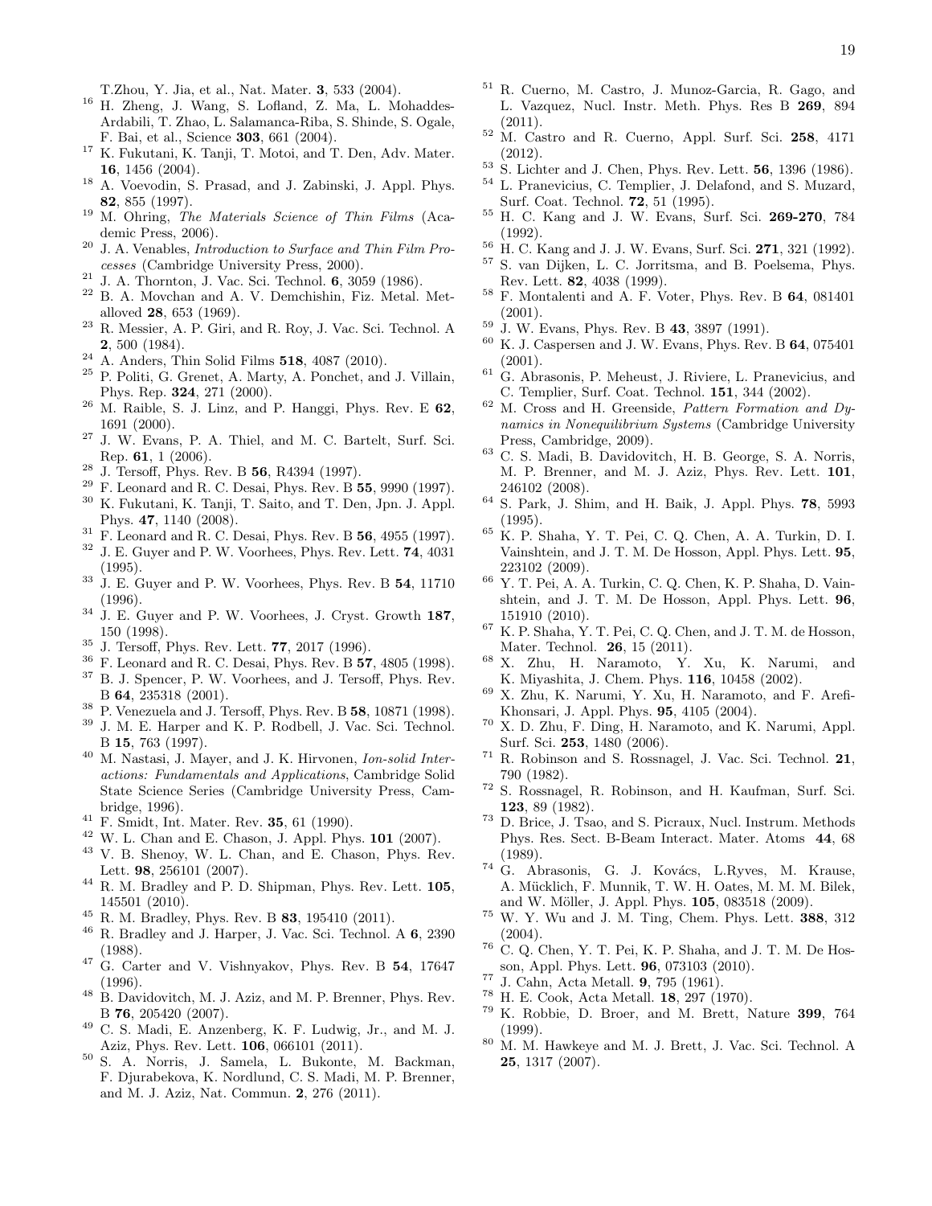T.Zhou, Y. Jia, et al., Nat. Mater. **3**, 533 (2004).

[16] H. Zheng, J. Wang, S. Lofland, Z. Ma, L. Mohaddes-Ardabili, T. Zhao, L. Salamanca-Riba, S. Shinde, S. Ogale, F. Bai, et al., Science **303**, 661 (2004).

[17] K. Fukutani, K. Tanji, T. Motoi, and T. Den, Adv. Mater. **16**, 1456 (2004).

[18] A. Voevodin, S. Prasad, and J. Zabinski, J. Appl. Phys. **82**, 855 (1997).

[19] M. Ohring, *The Materials Science of Thin Films* (Academic Press, 2006).

[20] J. A. Venables, *Introduction to Surface and Thin Film Processes* (Cambridge University Press, 2000).

[21] J. A. Thornton, J. Vac. Sci. Technol. **6**, 3059 (1986).

[22] B. A. Movchan and A. V. Demchishin, Fiz. Metal. Metalloved **28**, 653 (1969).

[23] R. Messier, A. P. Giri, and R. Roy, J. Vac. Sci. Technol. A **2**, 500 (1984).

[24] A. Anders, Thin Solid Films **518**, 4087 (2010).

[25] P. Politi, G. Grenet, A. Marty, A. Ponchet, and J. Villain, Phys. Rep. **324**, 271 (2000).

[26] M. Raible, S. J. Linz, and P. Hanggi, Phys. Rev. E **62**, 1691 (2000).

[27] J. W. Evans, P. A. Thiel, and M. C. Bartelt, Surf. Sci. Rep. **61**, 1 (2006).

[28] J. Tersoff, Phys. Rev. B **56**, R4394 (1997).

[29] F. Leonard and R. C. Desai, Phys. Rev. B **55**, 9990 (1997).

[30] K. Fukutani, K. Tanji, T. Saito, and T. Den, Jpn. J. Appl. Phys. **47**, 1140 (2008).

[31] F. Leonard and R. C. Desai, Phys. Rev. B **56**, 4955 (1997).

[32] J. E. Guyer and P. W. Voorhees, Phys. Rev. Lett. **74**, 4031 (1995).

[33] J. E. Guyer and P. W. Voorhees, Phys. Rev. B **54**, 11710 (1996).

[34] J. E. Guyer and P. W. Voorhees, J. Cryst. Growth **187**, 150 (1998).

[35] J. Tersoff, Phys. Rev. Lett. **77**, 2017 (1996).

[36] F. Leonard and R. C. Desai, Phys. Rev. B **57**, 4805 (1998).

[37] B. J. Spencer, P. W. Voorhees, and J. Tersoff, Phys. Rev. B **64**, 235318 (2001).

[38] P. Venezuela and J. Tersoff, Phys. Rev. B **58**, 10871 (1998).

[39] J. M. E. Harper and K. P. Rodbell, J. Vac. Sci. Technol. B **15**, 763 (1997).

[40] M. Nastasi, J. Mayer, and J. K. Hirvonen, *Ion-solid Interactions: Fundamentals and Applications*, Cambridge Solid State Science Series (Cambridge University Press, Cambridge, 1996).

[41] F. Smidt, Int. Mater. Rev. **35**, 61 (1990).

[42] W. L. Chan and E. Chason, J. Appl. Phys. **101** (2007).

[43] V. B. Shenoy, W. L. Chan, and E. Chason, Phys. Rev. Lett. **98**, 256101 (2007).

[44] R. M. Bradley and P. D. Shipman, Phys. Rev. Lett. **105**, 145501 (2010).

[45] R. M. Bradley, Phys. Rev. B **83**, 195410 (2011).

[46] R. Bradley and J. Harper, J. Vac. Sci. Technol. A **6**, 2390 (1988).

[47] G. Carter and V. Vishnyakov, Phys. Rev. B **54**, 17647 (1996).

[48] B. Davidovitch, M. J. Aziz, and M. P. Brenner, Phys. Rev. B **76**, 205420 (2007).

[49] C. S. Madi, E. Anzenberg, K. F. Ludwig, Jr., and M. J. Aziz, Phys. Rev. Lett. **106**, 066101 (2011).

[50] S. A. Norris, J. Samela, L. Bukonte, M. Backman, F. Djurabekova, K. Nordlund, C. S. Madi, M. P. Brenner, and M. J. Aziz, Nat. Commun. **2**, 276 (2011).

[51] R. Cuerno, M. Castro, J. Munoz-Garcia, R. Gago, and L. Vazquez, Nucl. Instr. Meth. Phys. Res B **269**, 894 (2011).

[52] M. Castro and R. Cuerno, Appl. Surf. Sci. **258**, 4171 (2012).

[53] S. Lichter and J. Chen, Phys. Rev. Lett. **56**, 1396 (1986).

[54] L. Pranevicius, C. Templier, J. Delafond, and S. Muzard, Surf. Coat. Technol. **72**, 51 (1995).

[55] H. C. Kang and J. W. Evans, Surf. Sci. **269-270**, 784 (1992).

[56] H. C. Kang and J. J. W. Evans, Surf. Sci. **271**, 321 (1992).

[57] S. van Dijken, L. C. Jorritsma, and B. Poelsema, Phys. Rev. Lett. **82**, 4038 (1999).

[58] F. Montalenti and A. F. Voter, Phys. Rev. B **64**, 081401 (2001).

[59] J. W. Evans, Phys. Rev. B **43**, 3897 (1991).

[60] K. J. Caspersen and J. W. Evans, Phys. Rev. B **64**, 075401 (2001).

[61] G. Abrasonis, P. Meheust, J. Riviere, L. Pranevicius, and C. Templier, Surf. Coat. Technol. **151**, 344 (2002).

[62] M. Cross and H. Greenside, *Pattern Formation and Dynamics in Nonequilibrium Systems* (Cambridge University Press, Cambridge, 2009).

[63] C. S. Madi, B. Davidovitch, H. B. George, S. A. Norris, M. P. Brenner, and M. J. Aziz, Phys. Rev. Lett. **101**, 246102 (2008).

[64] S. Park, J. Shim, and H. Baik, J. Appl. Phys. **78**, 5993 (1995).

[65] K. P. Shaha, Y. T. Pei, C. Q. Chen, A. A. Turkin, D. I. Vainshtein, and J. T. M. De Hosson, Appl. Phys. Lett. **95**, 223102 (2009).

[66] Y. T. Pei, A. A. Turkin, C. Q. Chen, K. P. Shaha, D. Vainshtein, and J. T. M. De Hosson, Appl. Phys. Lett. **96**, 151910 (2010).

[67] K. P. Shaha, Y. T. Pei, C. Q. Chen, and J. T. M. de Hosson, Mater. Technol. **26**, 15 (2011).

[68] X. Zhu, H. Naramoto, Y. Xu, K. Narumi, and K. Miyashita, J. Chem. Phys. **116**, 10458 (2002).

[69] X. Zhu, K. Narumi, Y. Xu, H. Naramoto, and F. Arefi-Khonsari, J. Appl. Phys. **95**, 4105 (2004).

[70] X. D. Zhu, F. Ding, H. Naramoto, and K. Narumi, Appl. Surf. Sci. **253**, 1480 (2006).

[71] R. Robinson and S. Rossnagel, J. Vac. Sci. Technol. **21**, 790 (1982).

[72] S. Rossnagel, R. Robinson, and H. Kaufman, Surf. Sci. **123**, 89 (1982).

[73] D. Brice, J. Tsao, and S. Picraux, Nucl. Instrum. Methods Phys. Res. Sect. B-Beam Interact. Mater. Atoms **44**, 68 (1989).

[74] G. Abrasonis, G. J. Kovács, L.Ryves, M. Krause, A. Mücklich, F. Munnik, T. W. H. Oates, M. M. M. Bilek, and W. Möller, J. Appl. Phys. **105**, 083518 (2009).

[75] W. Y. Wu and J. M. Ting, Chem. Phys. Lett. **388**, 312 (2004).

[76] C. Q. Chen, Y. T. Pei, K. P. Shaha, and J. T. M. De Hosson, Appl. Phys. Lett. **96**, 073103 (2010).

[77] J. Cahn, Acta Metall. **9**, 795 (1961).

[78] H. E. Cook, Acta Metall. **18**, 297 (1970).

[79] K. Robbie, D. Broer, and M. Brett, Nature **399**, 764 (1999).

[80] M. M. Hawkeye and M. J. Brett, J. Vac. Sci. Technol. A **25**, 1317 (2007).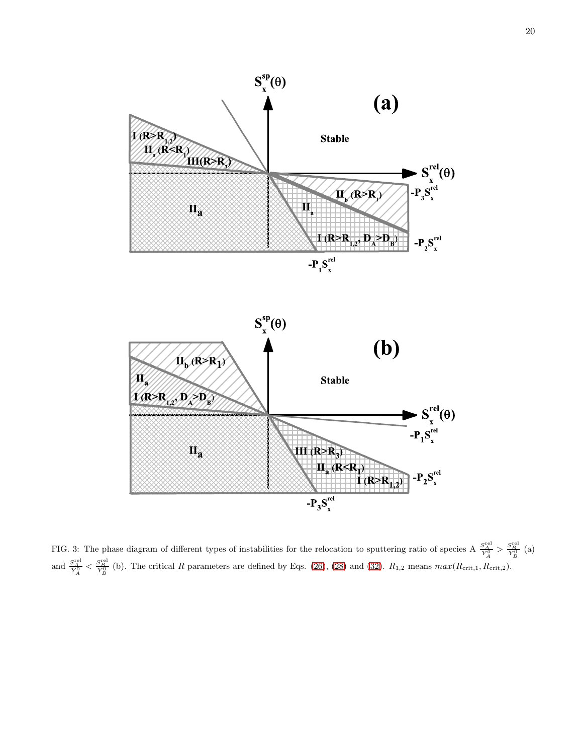FIG. 3: The phase diagram of different types of instabilities for the relocation to sputtering ratio of species A $\frac{S_A^{\rm rel}}{Y_A^0} > \frac{S_B^{\rm rel}}{Y_B^0}$ (a) and $\frac{S_A^{\rm rel}}{Y_A^0} < \frac{S_B^{\rm rel}}{Y_B^0}$ (b). The critical $R$ parameters are defined by Eqs. (26), (28) and (32). $R_{1,2}$ means $max(R_{\rm crit,1}, R_{\rm crit,2})$.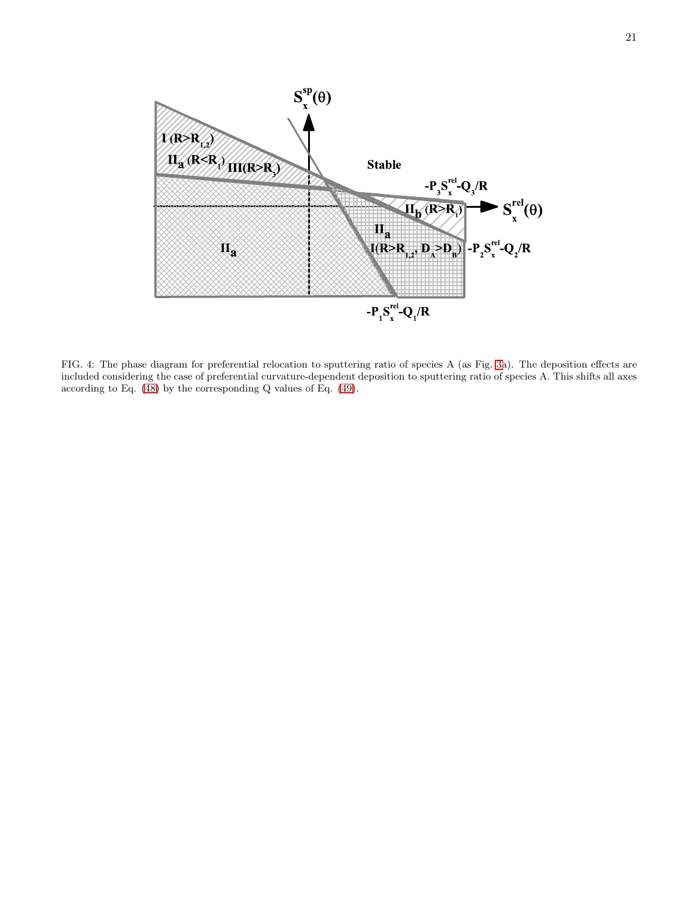$S_x^{sp}(\theta)$

I ($R>R_{1,2}$)

$II_a$ ($R<R_1$) III($R>R_3$)

Stable

$-P_3S_x^{rel}-Q_3/R$

$II_b$ ($R>R_1$)

$S_x^{rel}(\theta)$

$II_a$

$II_a$

I($R>R_{1,2}$, $D_A>D_B$)

$-P_2S_x^{rel}-Q_2/R$

$-P_1S_x^{rel}-Q_1/R$

FIG. 4: The phase diagram for preferential relocation to sputtering ratio of species A (as Fig. 3a). The deposition effects are included considering the case of preferential curvature-dependent deposition to sputtering ratio of species A. This shifts all axes according to Eq. (48) by the corresponding Q values of Eq. (49).